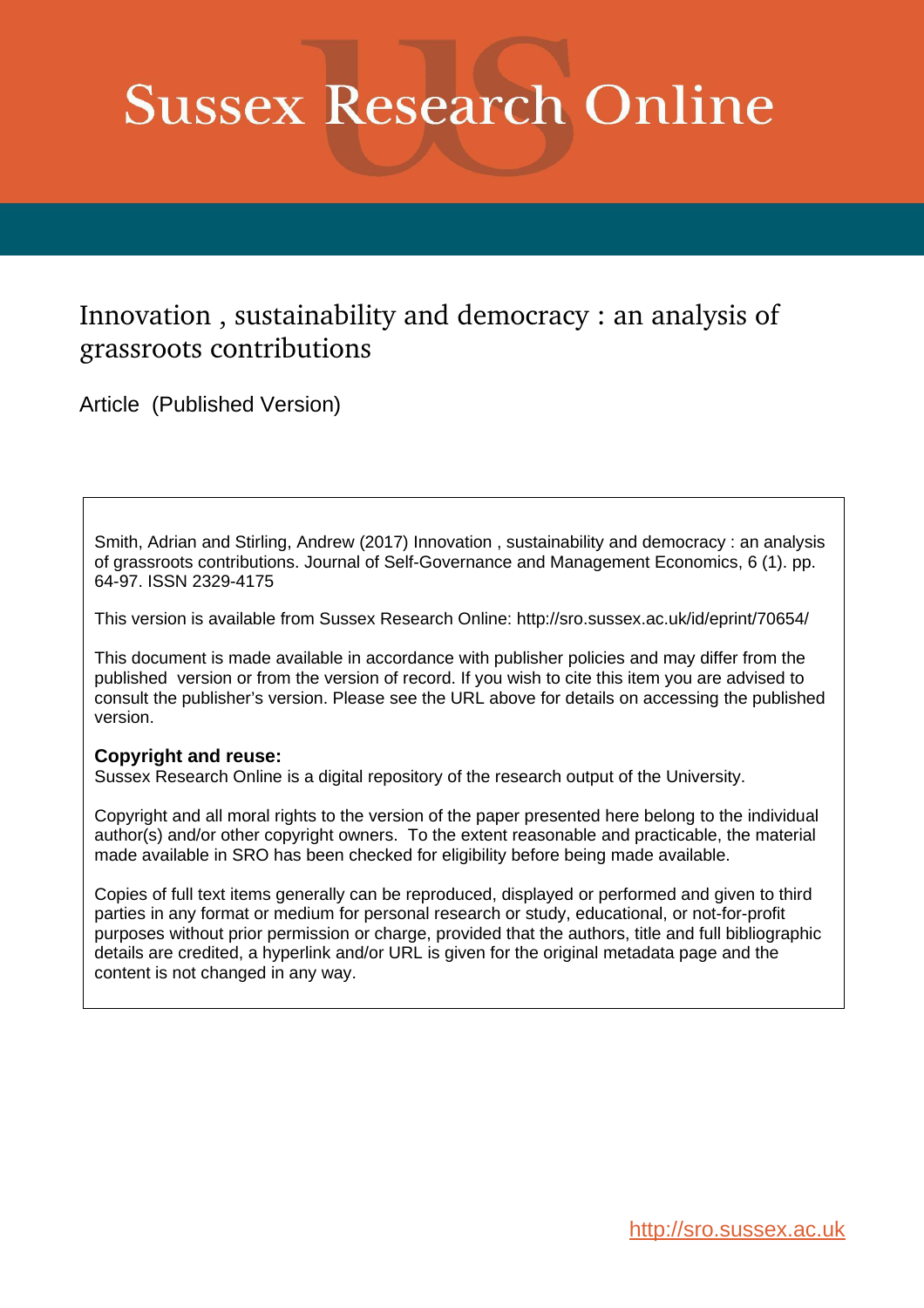# Sussex Research Online

## Innovation , sustainability and democracy : an analysis of grassroots contributions

Article (Published Version)

Smith, Adrian and Stirling, Andrew (2017) Innovation , sustainability and democracy : an analysis of grassroots contributions. Journal of Self-Governance and Management Economics, 6 (1). pp. 64-97. ISSN 2329-4175

This version is available from Sussex Research Online: http://sro.sussex.ac.uk/id/eprint/70654/

This document is made available in accordance with publisher policies and may differ from the published version or from the version of record. If you wish to cite this item you are advised to consult the publisher's version. Please see the URL above for details on accessing the published version.

**Copyright and reuse:**
Sussex Research Online is a digital repository of the research output of the University.

Copyright and all moral rights to the version of the paper presented here belong to the individual author(s) and/or other copyright owners. To the extent reasonable and practicable, the material made available in SRO has been checked for eligibility before being made available.

Copies of full text items generally can be reproduced, displayed or performed and given to third parties in any format or medium for personal research or study, educational, or not-for-profit purposes without prior permission or charge, provided that the authors, title and full bibliographic details are credited, a hyperlink and/or URL is given for the original metadata page and the content is not changed in any way.

http://sro.sussex.ac.uk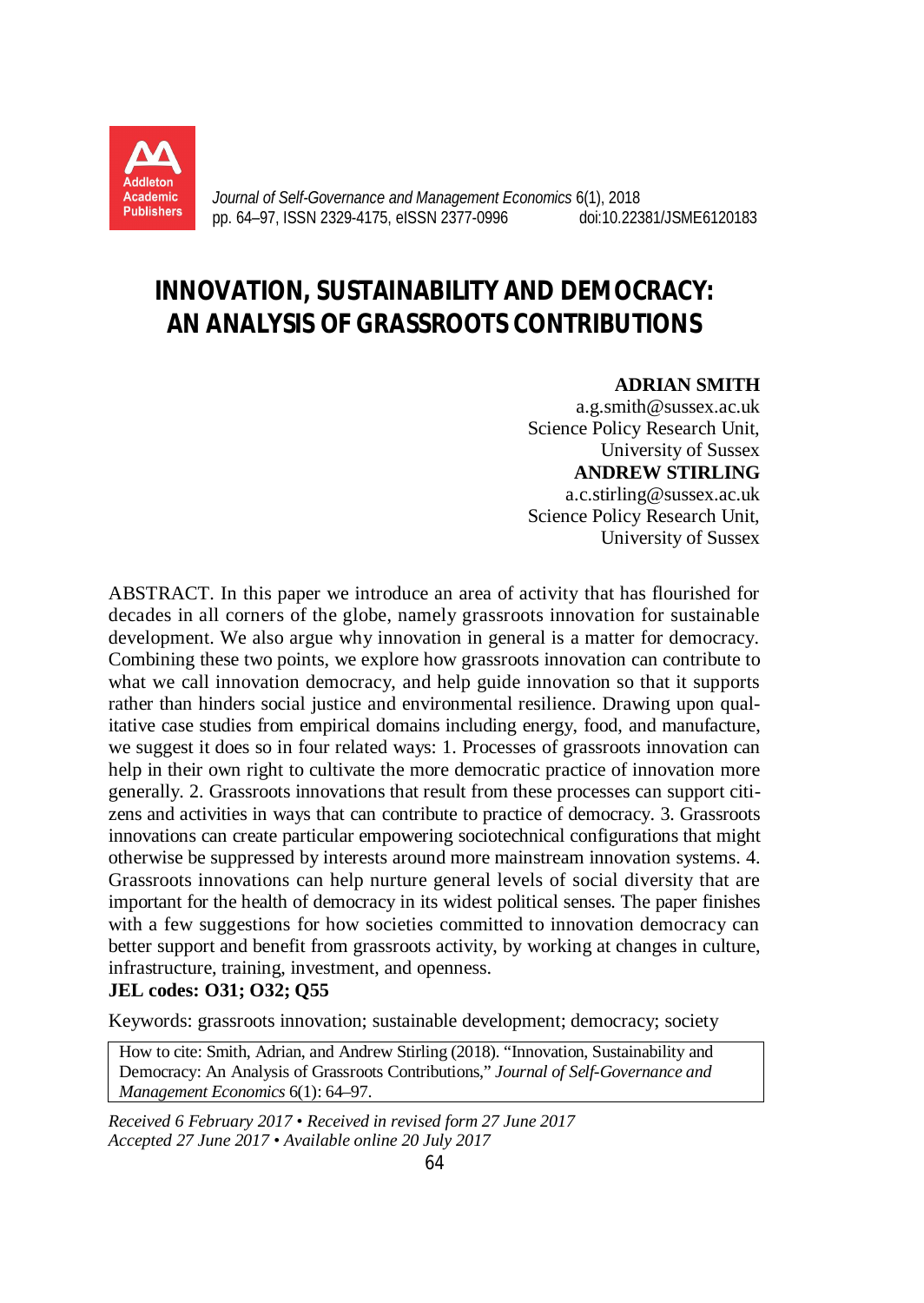# INNOVATION, SUSTAINABILITY AND DEMOCRACY: AN ANALYSIS OF GRASSROOTS CONTRIBUTIONS

**ADRIAN SMITH**
a.g.smith@sussex.ac.uk
Science Policy Research Unit,
University of Sussex

**ANDREW STIRLING**
a.c.stirling@sussex.ac.uk
Science Policy Research Unit,
University of Sussex

ABSTRACT. In this paper we introduce an area of activity that has flourished for decades in all corners of the globe, namely grassroots innovation for sustainable development. We also argue why innovation in general is a matter for democracy. Combining these two points, we explore how grassroots innovation can contribute to what we call innovation democracy, and help guide innovation so that it supports rather than hinders social justice and environmental resilience. Drawing upon qualitative case studies from empirical domains including energy, food, and manufacture, we suggest it does so in four related ways: 1. Processes of grassroots innovation can help in their own right to cultivate the more democratic practice of innovation more generally. 2. Grassroots innovations that result from these processes can support citizens and activities in ways that can contribute to practice of democracy. 3. Grassroots innovations can create particular empowering sociotechnical configurations that might otherwise be suppressed by interests around more mainstream innovation systems. 4. Grassroots innovations can help nurture general levels of social diversity that are important for the health of democracy in its widest political senses. The paper finishes with a few suggestions for how societies committed to innovation democracy can better support and benefit from grassroots activity, by working at changes in culture, infrastructure, training, investment, and openness.

**JEL codes: O31; O32; Q55**

Keywords: grassroots innovation; sustainable development; democracy; society

How to cite: Smith, Adrian, and Andrew Stirling (2018). "Innovation, Sustainability and Democracy: An Analysis of Grassroots Contributions," *Journal of Self-Governance and Management Economics* 6(1): 64–97.

*Received 6 February 2017 • Received in revised form 27 June 2017*
*Accepted 27 June 2017 • Available online 20 July 2017*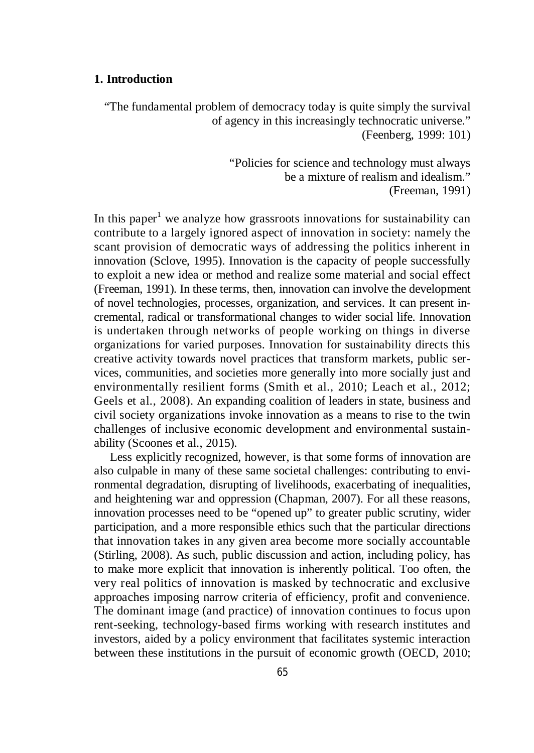## 1. Introduction

> "The fundamental problem of democracy today is quite simply the survival of agency in this increasingly technocratic universe."
> (Feenberg, 1999: 101)

> "Policies for science and technology must always be a mixture of realism and idealism."
> (Freeman, 1991)

In this paper[1] we analyze how grassroots innovations for sustainability can contribute to a largely ignored aspect of innovation in society: namely the scant provision of democratic ways of addressing the politics inherent in innovation (Sclove, 1995). Innovation is the capacity of people successfully to exploit a new idea or method and realize some material and social effect (Freeman, 1991). In these terms, then, innovation can involve the development of novel technologies, processes, organization, and services. It can present incremental, radical or transformational changes to wider social life. Innovation is undertaken through networks of people working on things in diverse organizations for varied purposes. Innovation for sustainability directs this creative activity towards novel practices that transform markets, public services, communities, and societies more generally into more socially just and environmentally resilient forms (Smith et al., 2010; Leach et al., 2012; Geels et al., 2008). An expanding coalition of leaders in state, business and civil society organizations invoke innovation as a means to rise to the twin challenges of inclusive economic development and environmental sustainability (Scoones et al., 2015).

Less explicitly recognized, however, is that some forms of innovation are also culpable in many of these same societal challenges: contributing to environmental degradation, disrupting of livelihoods, exacerbating of inequalities, and heightening war and oppression (Chapman, 2007). For all these reasons, innovation processes need to be "opened up" to greater public scrutiny, wider participation, and a more responsible ethics such that the particular directions that innovation takes in any given area become more socially accountable (Stirling, 2008). As such, public discussion and action, including policy, has to make more explicit that innovation is inherently political. Too often, the very real politics of innovation is masked by technocratic and exclusive approaches imposing narrow criteria of efficiency, profit and convenience. The dominant image (and practice) of innovation continues to focus upon rent-seeking, technology-based firms working with research institutes and investors, aided by a policy environment that facilitates systemic interaction between these institutions in the pursuit of economic growth (OECD, 2010;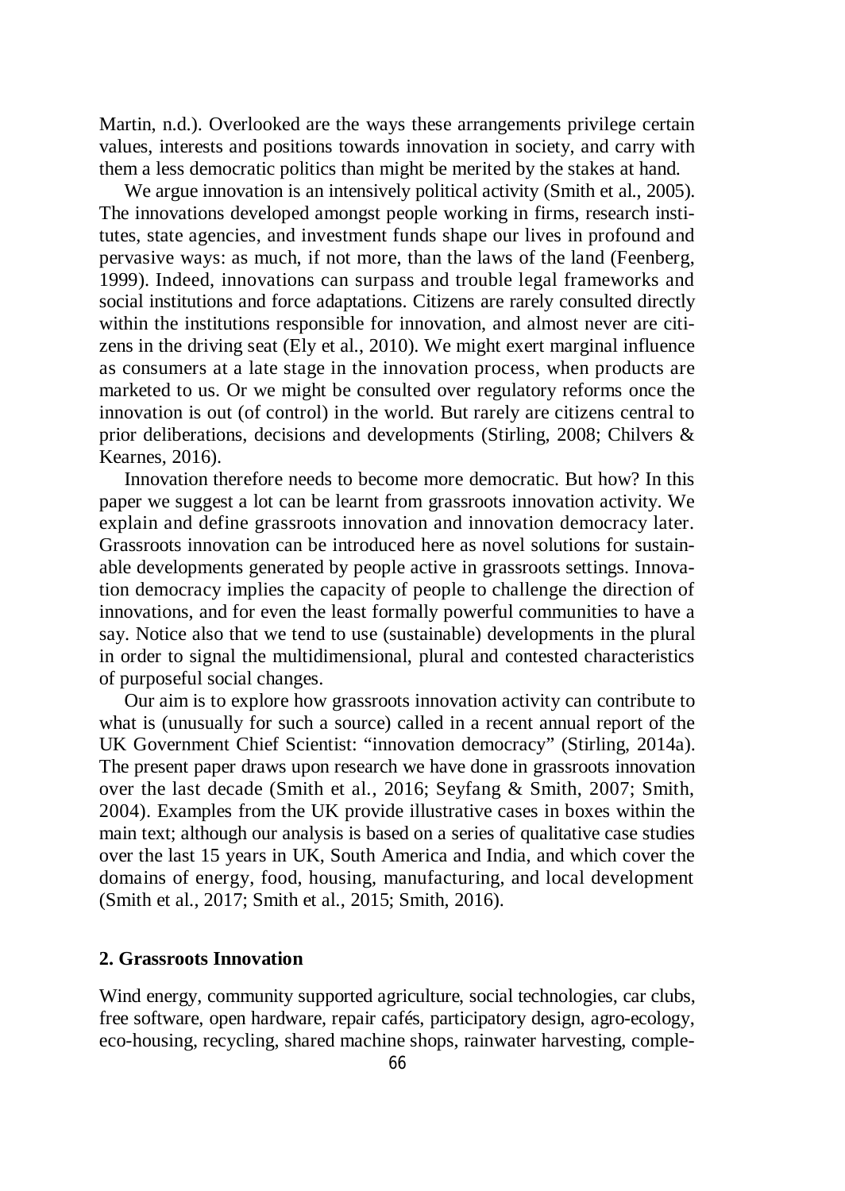Martin, n.d.). Overlooked are the ways these arrangements privilege certain values, interests and positions towards innovation in society, and carry with them a less democratic politics than might be merited by the stakes at hand.

We argue innovation is an intensively political activity (Smith et al., 2005). The innovations developed amongst people working in firms, research institutes, state agencies, and investment funds shape our lives in profound and pervasive ways: as much, if not more, than the laws of the land (Feenberg, 1999). Indeed, innovations can surpass and trouble legal frameworks and social institutions and force adaptations. Citizens are rarely consulted directly within the institutions responsible for innovation, and almost never are citizens in the driving seat (Ely et al., 2010). We might exert marginal influence as consumers at a late stage in the innovation process, when products are marketed to us. Or we might be consulted over regulatory reforms once the innovation is out (of control) in the world. But rarely are citizens central to prior deliberations, decisions and developments (Stirling, 2008; Chilvers & Kearnes, 2016).

Innovation therefore needs to become more democratic. But how? In this paper we suggest a lot can be learnt from grassroots innovation activity. We explain and define grassroots innovation and innovation democracy later. Grassroots innovation can be introduced here as novel solutions for sustainable developments generated by people active in grassroots settings. Innovation democracy implies the capacity of people to challenge the direction of innovations, and for even the least formally powerful communities to have a say. Notice also that we tend to use (sustainable) developments in the plural in order to signal the multidimensional, plural and contested characteristics of purposeful social changes.

Our aim is to explore how grassroots innovation activity can contribute to what is (unusually for such a source) called in a recent annual report of the UK Government Chief Scientist: "innovation democracy" (Stirling, 2014a). The present paper draws upon research we have done in grassroots innovation over the last decade (Smith et al., 2016; Seyfang & Smith, 2007; Smith, 2004). Examples from the UK provide illustrative cases in boxes within the main text; although our analysis is based on a series of qualitative case studies over the last 15 years in UK, South America and India, and which cover the domains of energy, food, housing, manufacturing, and local development (Smith et al., 2017; Smith et al., 2015; Smith, 2016).

## 2. Grassroots Innovation

Wind energy, community supported agriculture, social technologies, car clubs, free software, open hardware, repair cafés, participatory design, agro-ecology, eco-housing, recycling, shared machine shops, rainwater harvesting, comple-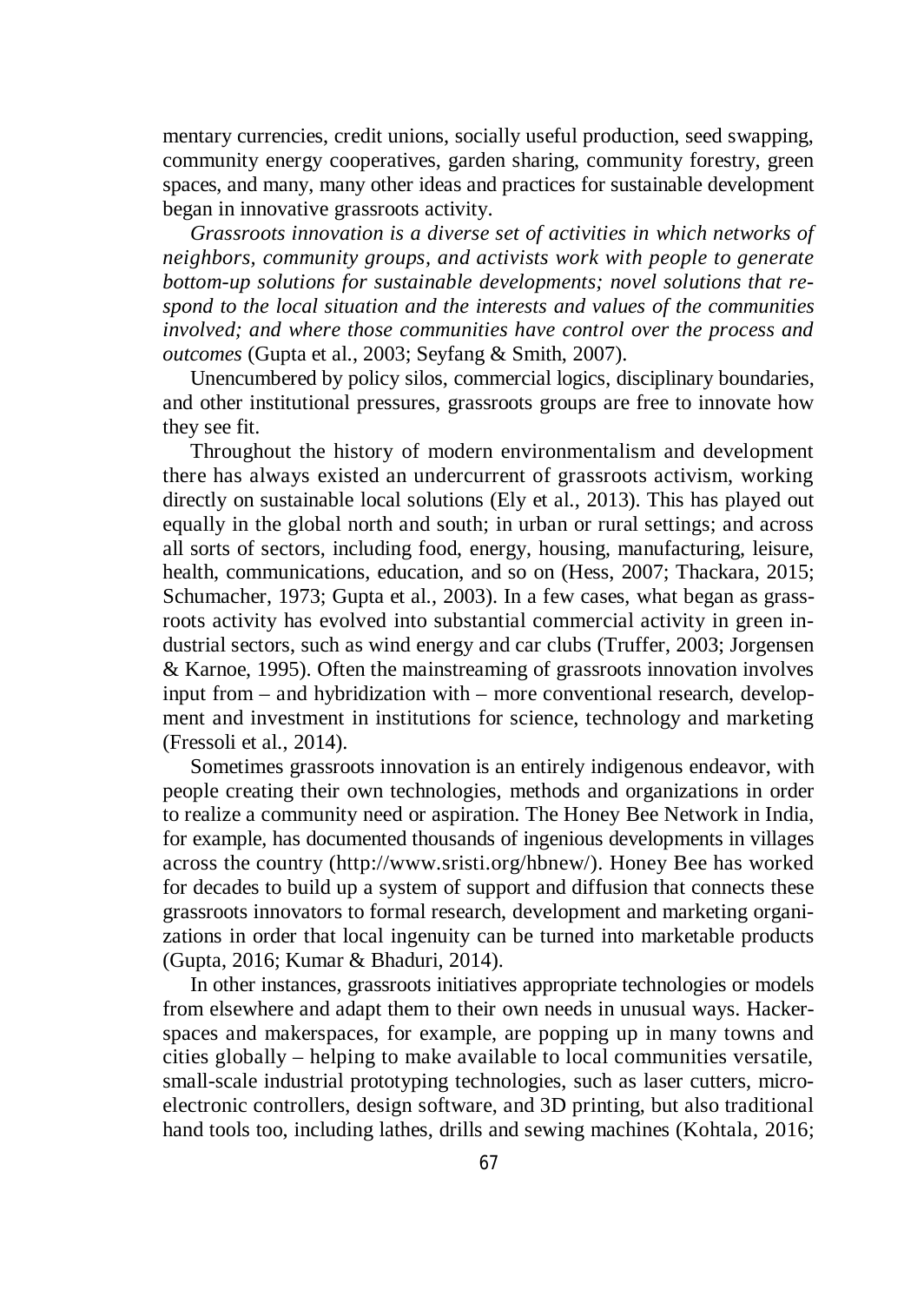mentary currencies, credit unions, socially useful production, seed swapping, community energy cooperatives, garden sharing, community forestry, green spaces, and many, many other ideas and practices for sustainable development began in innovative grassroots activity.

*Grassroots innovation is a diverse set of activities in which networks of neighbors, community groups, and activists work with people to generate bottom-up solutions for sustainable developments; novel solutions that respond to the local situation and the interests and values of the communities involved; and where those communities have control over the process and outcomes* (Gupta et al., 2003; Seyfang & Smith, 2007).

Unencumbered by policy silos, commercial logics, disciplinary boundaries, and other institutional pressures, grassroots groups are free to innovate how they see fit.

Throughout the history of modern environmentalism and development there has always existed an undercurrent of grassroots activism, working directly on sustainable local solutions (Ely et al., 2013). This has played out equally in the global north and south; in urban or rural settings; and across all sorts of sectors, including food, energy, housing, manufacturing, leisure, health, communications, education, and so on (Hess, 2007; Thackara, 2015; Schumacher, 1973; Gupta et al., 2003). In a few cases, what began as grassroots activity has evolved into substantial commercial activity in green industrial sectors, such as wind energy and car clubs (Truffer, 2003; Jorgensen & Karnoe, 1995). Often the mainstreaming of grassroots innovation involves input from – and hybridization with – more conventional research, development and investment in institutions for science, technology and marketing (Fressoli et al., 2014).

Sometimes grassroots innovation is an entirely indigenous endeavor, with people creating their own technologies, methods and organizations in order to realize a community need or aspiration. The Honey Bee Network in India, for example, has documented thousands of ingenious developments in villages across the country (http://www.sristi.org/hbnew/). Honey Bee has worked for decades to build up a system of support and diffusion that connects these grassroots innovators to formal research, development and marketing organizations in order that local ingenuity can be turned into marketable products (Gupta, 2016; Kumar & Bhaduri, 2014).

In other instances, grassroots initiatives appropriate technologies or models from elsewhere and adapt them to their own needs in unusual ways. Hackerspaces and makerspaces, for example, are popping up in many towns and cities globally – helping to make available to local communities versatile, small-scale industrial prototyping technologies, such as laser cutters, microelectronic controllers, design software, and 3D printing, but also traditional hand tools too, including lathes, drills and sewing machines (Kohtala, 2016;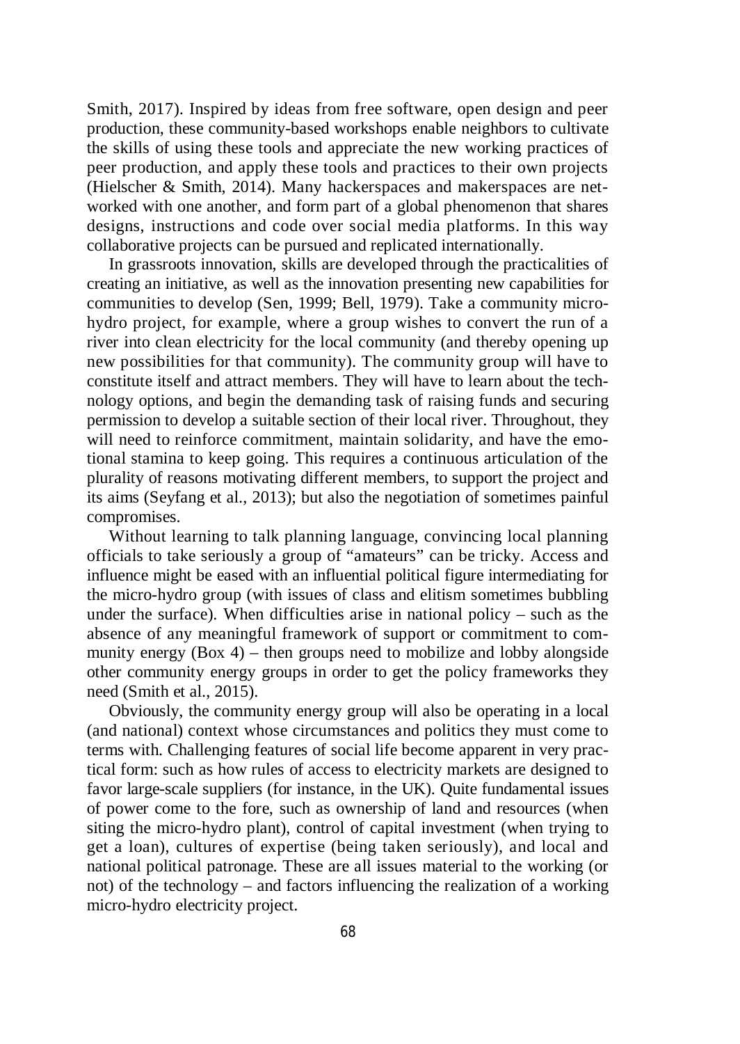Smith, 2017). Inspired by ideas from free software, open design and peer production, these community-based workshops enable neighbors to cultivate the skills of using these tools and appreciate the new working practices of peer production, and apply these tools and practices to their own projects (Hielscher & Smith, 2014). Many hackerspaces and makerspaces are networked with one another, and form part of a global phenomenon that shares designs, instructions and code over social media platforms. In this way collaborative projects can be pursued and replicated internationally.

In grassroots innovation, skills are developed through the practicalities of creating an initiative, as well as the innovation presenting new capabilities for communities to develop (Sen, 1999; Bell, 1979). Take a community micro-hydro project, for example, where a group wishes to convert the run of a river into clean electricity for the local community (and thereby opening up new possibilities for that community). The community group will have to constitute itself and attract members. They will have to learn about the technology options, and begin the demanding task of raising funds and securing permission to develop a suitable section of their local river. Throughout, they will need to reinforce commitment, maintain solidarity, and have the emotional stamina to keep going. This requires a continuous articulation of the plurality of reasons motivating different members, to support the project and its aims (Seyfang et al., 2013); but also the negotiation of sometimes painful compromises.

Without learning to talk planning language, convincing local planning officials to take seriously a group of "amateurs" can be tricky. Access and influence might be eased with an influential political figure intermediating for the micro-hydro group (with issues of class and elitism sometimes bubbling under the surface). When difficulties arise in national policy – such as the absence of any meaningful framework of support or commitment to community energy (Box 4) – then groups need to mobilize and lobby alongside other community energy groups in order to get the policy frameworks they need (Smith et al., 2015).

Obviously, the community energy group will also be operating in a local (and national) context whose circumstances and politics they must come to terms with. Challenging features of social life become apparent in very practical form: such as how rules of access to electricity markets are designed to favor large-scale suppliers (for instance, in the UK). Quite fundamental issues of power come to the fore, such as ownership of land and resources (when siting the micro-hydro plant), control of capital investment (when trying to get a loan), cultures of expertise (being taken seriously), and local and national political patronage. These are all issues material to the working (or not) of the technology – and factors influencing the realization of a working micro-hydro electricity project.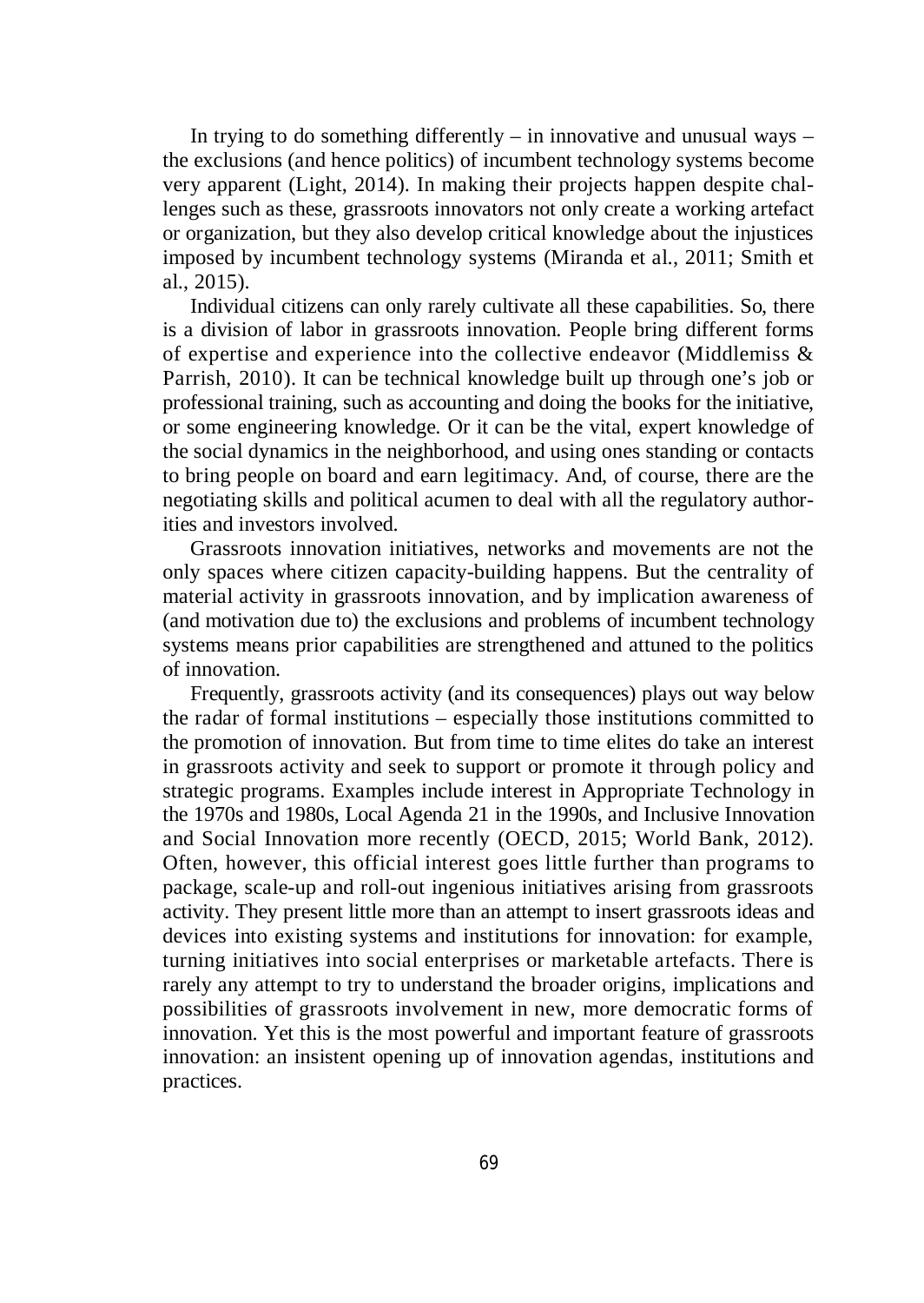In trying to do something differently – in innovative and unusual ways – the exclusions (and hence politics) of incumbent technology systems become very apparent (Light, 2014). In making their projects happen despite challenges such as these, grassroots innovators not only create a working artefact or organization, but they also develop critical knowledge about the injustices imposed by incumbent technology systems (Miranda et al., 2011; Smith et al., 2015).

Individual citizens can only rarely cultivate all these capabilities. So, there is a division of labor in grassroots innovation. People bring different forms of expertise and experience into the collective endeavor (Middlemiss & Parrish, 2010). It can be technical knowledge built up through one's job or professional training, such as accounting and doing the books for the initiative, or some engineering knowledge. Or it can be the vital, expert knowledge of the social dynamics in the neighborhood, and using ones standing or contacts to bring people on board and earn legitimacy. And, of course, there are the negotiating skills and political acumen to deal with all the regulatory authorities and investors involved.

Grassroots innovation initiatives, networks and movements are not the only spaces where citizen capacity-building happens. But the centrality of material activity in grassroots innovation, and by implication awareness of (and motivation due to) the exclusions and problems of incumbent technology systems means prior capabilities are strengthened and attuned to the politics of innovation.

Frequently, grassroots activity (and its consequences) plays out way below the radar of formal institutions – especially those institutions committed to the promotion of innovation. But from time to time elites do take an interest in grassroots activity and seek to support or promote it through policy and strategic programs. Examples include interest in Appropriate Technology in the 1970s and 1980s, Local Agenda 21 in the 1990s, and Inclusive Innovation and Social Innovation more recently (OECD, 2015; World Bank, 2012). Often, however, this official interest goes little further than programs to package, scale-up and roll-out ingenious initiatives arising from grassroots activity. They present little more than an attempt to insert grassroots ideas and devices into existing systems and institutions for innovation: for example, turning initiatives into social enterprises or marketable artefacts. There is rarely any attempt to try to understand the broader origins, implications and possibilities of grassroots involvement in new, more democratic forms of innovation. Yet this is the most powerful and important feature of grassroots innovation: an insistent opening up of innovation agendas, institutions and practices.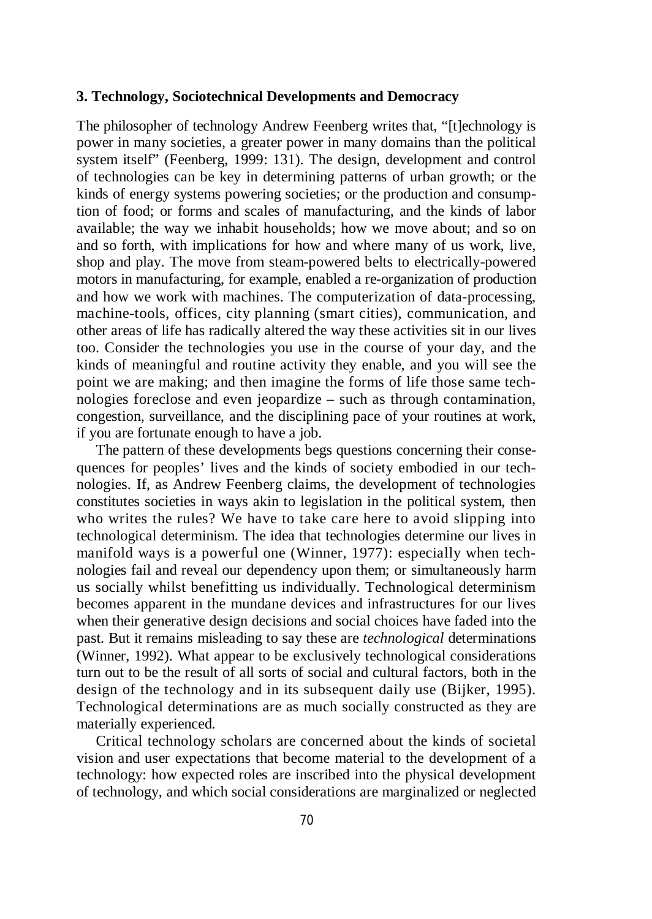### 3. Technology, Sociotechnical Developments and Democracy

The philosopher of technology Andrew Feenberg writes that, "[t]echnology is power in many societies, a greater power in many domains than the political system itself" (Feenberg, 1999: 131). The design, development and control of technologies can be key in determining patterns of urban growth; or the kinds of energy systems powering societies; or the production and consumption of food; or forms and scales of manufacturing, and the kinds of labor available; the way we inhabit households; how we move about; and so on and so forth, with implications for how and where many of us work, live, shop and play. The move from steam-powered belts to electrically-powered motors in manufacturing, for example, enabled a re-organization of production and how we work with machines. The computerization of data-processing, machine-tools, offices, city planning (smart cities), communication, and other areas of life has radically altered the way these activities sit in our lives too. Consider the technologies you use in the course of your day, and the kinds of meaningful and routine activity they enable, and you will see the point we are making; and then imagine the forms of life those same technologies foreclose and even jeopardize – such as through contamination, congestion, surveillance, and the disciplining pace of your routines at work, if you are fortunate enough to have a job.

The pattern of these developments begs questions concerning their consequences for peoples' lives and the kinds of society embodied in our technologies. If, as Andrew Feenberg claims, the development of technologies constitutes societies in ways akin to legislation in the political system, then who writes the rules? We have to take care here to avoid slipping into technological determinism. The idea that technologies determine our lives in manifold ways is a powerful one (Winner, 1977): especially when technologies fail and reveal our dependency upon them; or simultaneously harm us socially whilst benefitting us individually. Technological determinism becomes apparent in the mundane devices and infrastructures for our lives when their generative design decisions and social choices have faded into the past. But it remains misleading to say these are *technological* determinations (Winner, 1992). What appear to be exclusively technological considerations turn out to be the result of all sorts of social and cultural factors, both in the design of the technology and in its subsequent daily use (Bijker, 1995). Technological determinations are as much socially constructed as they are materially experienced.

Critical technology scholars are concerned about the kinds of societal vision and user expectations that become material to the development of a technology: how expected roles are inscribed into the physical development of technology, and which social considerations are marginalized or neglected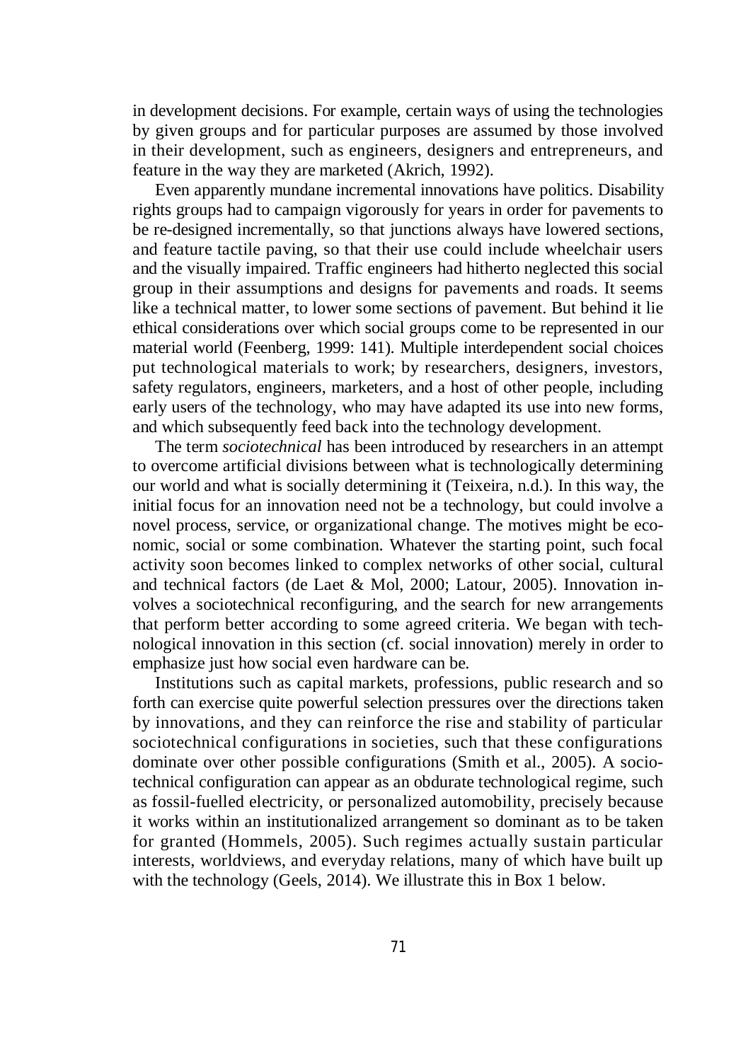in development decisions. For example, certain ways of using the technologies by given groups and for particular purposes are assumed by those involved in their development, such as engineers, designers and entrepreneurs, and feature in the way they are marketed (Akrich, 1992).

Even apparently mundane incremental innovations have politics. Disability rights groups had to campaign vigorously for years in order for pavements to be re-designed incrementally, so that junctions always have lowered sections, and feature tactile paving, so that their use could include wheelchair users and the visually impaired. Traffic engineers had hitherto neglected this social group in their assumptions and designs for pavements and roads. It seems like a technical matter, to lower some sections of pavement. But behind it lie ethical considerations over which social groups come to be represented in our material world (Feenberg, 1999: 141). Multiple interdependent social choices put technological materials to work; by researchers, designers, investors, safety regulators, engineers, marketers, and a host of other people, including early users of the technology, who may have adapted its use into new forms, and which subsequently feed back into the technology development.

The term *sociotechnical* has been introduced by researchers in an attempt to overcome artificial divisions between what is technologically determining our world and what is socially determining it (Teixeira, n.d.). In this way, the initial focus for an innovation need not be a technology, but could involve a novel process, service, or organizational change. The motives might be economic, social or some combination. Whatever the starting point, such focal activity soon becomes linked to complex networks of other social, cultural and technical factors (de Laet & Mol, 2000; Latour, 2005). Innovation involves a sociotechnical reconfiguring, and the search for new arrangements that perform better according to some agreed criteria. We began with technological innovation in this section (cf. social innovation) merely in order to emphasize just how social even hardware can be.

Institutions such as capital markets, professions, public research and so forth can exercise quite powerful selection pressures over the directions taken by innovations, and they can reinforce the rise and stability of particular sociotechnical configurations in societies, such that these configurations dominate over other possible configurations (Smith et al., 2005). A sociotechnical configuration can appear as an obdurate technological regime, such as fossil-fuelled electricity, or personalized automobility, precisely because it works within an institutionalized arrangement so dominant as to be taken for granted (Hommels, 2005). Such regimes actually sustain particular interests, worldviews, and everyday relations, many of which have built up with the technology (Geels, 2014). We illustrate this in Box 1 below.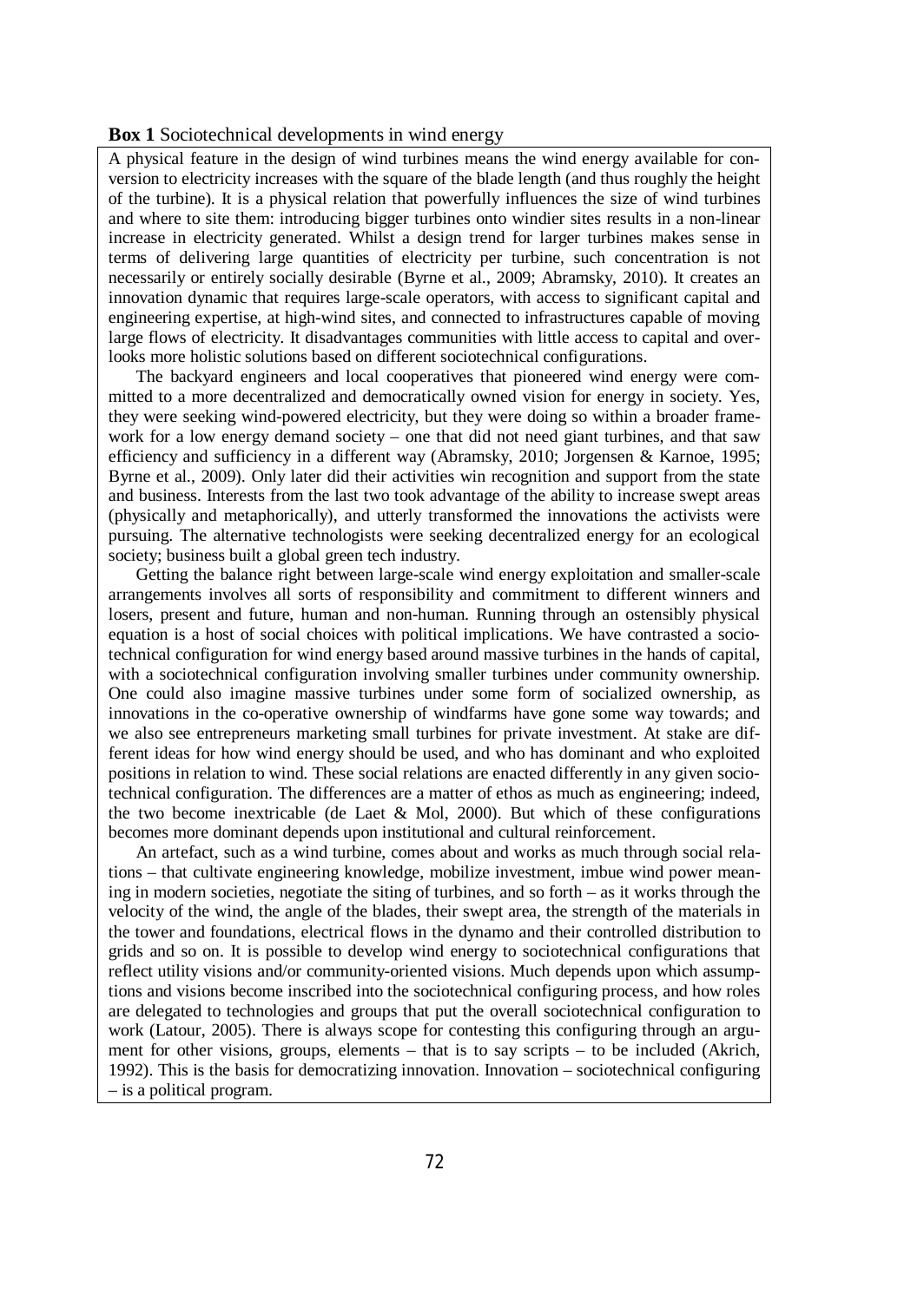**Box 1** Sociotechnical developments in wind energy

A physical feature in the design of wind turbines means the wind energy available for conversion to electricity increases with the square of the blade length (and thus roughly the height of the turbine). It is a physical relation that powerfully influences the size of wind turbines and where to site them: introducing bigger turbines onto windier sites results in a non-linear increase in electricity generated. Whilst a design trend for larger turbines makes sense in terms of delivering large quantities of electricity per turbine, such concentration is not necessarily or entirely socially desirable (Byrne et al., 2009; Abramsky, 2010). It creates an innovation dynamic that requires large-scale operators, with access to significant capital and engineering expertise, at high-wind sites, and connected to infrastructures capable of moving large flows of electricity. It disadvantages communities with little access to capital and overlooks more holistic solutions based on different sociotechnical configurations.

The backyard engineers and local cooperatives that pioneered wind energy were committed to a more decentralized and democratically owned vision for energy in society. Yes, they were seeking wind-powered electricity, but they were doing so within a broader framework for a low energy demand society – one that did not need giant turbines, and that saw efficiency and sufficiency in a different way (Abramsky, 2010; Jorgensen & Karnoe, 1995; Byrne et al., 2009). Only later did their activities win recognition and support from the state and business. Interests from the last two took advantage of the ability to increase swept areas (physically and metaphorically), and utterly transformed the innovations the activists were pursuing. The alternative technologists were seeking decentralized energy for an ecological society; business built a global green tech industry.

Getting the balance right between large-scale wind energy exploitation and smaller-scale arrangements involves all sorts of responsibility and commitment to different winners and losers, present and future, human and non-human. Running through an ostensibly physical equation is a host of social choices with political implications. We have contrasted a sociotechnical configuration for wind energy based around massive turbines in the hands of capital, with a sociotechnical configuration involving smaller turbines under community ownership. One could also imagine massive turbines under some form of socialized ownership, as innovations in the co-operative ownership of windfarms have gone some way towards; and we also see entrepreneurs marketing small turbines for private investment. At stake are different ideas for how wind energy should be used, and who has dominant and who exploited positions in relation to wind. These social relations are enacted differently in any given sociotechnical configuration. The differences are a matter of ethos as much as engineering; indeed, the two become inextricable (de Laet & Mol, 2000). But which of these configurations becomes more dominant depends upon institutional and cultural reinforcement.

An artefact, such as a wind turbine, comes about and works as much through social relations – that cultivate engineering knowledge, mobilize investment, imbue wind power meaning in modern societies, negotiate the siting of turbines, and so forth – as it works through the velocity of the wind, the angle of the blades, their swept area, the strength of the materials in the tower and foundations, electrical flows in the dynamo and their controlled distribution to grids and so on. It is possible to develop wind energy to sociotechnical configurations that reflect utility visions and/or community-oriented visions. Much depends upon which assumptions and visions become inscribed into the sociotechnical configuring process, and how roles are delegated to technologies and groups that put the overall sociotechnical configuration to work (Latour, 2005). There is always scope for contesting this configuring through an argument for other visions, groups, elements – that is to say scripts – to be included (Akrich, 1992). This is the basis for democratizing innovation. Innovation – sociotechnical configuring – is a political program.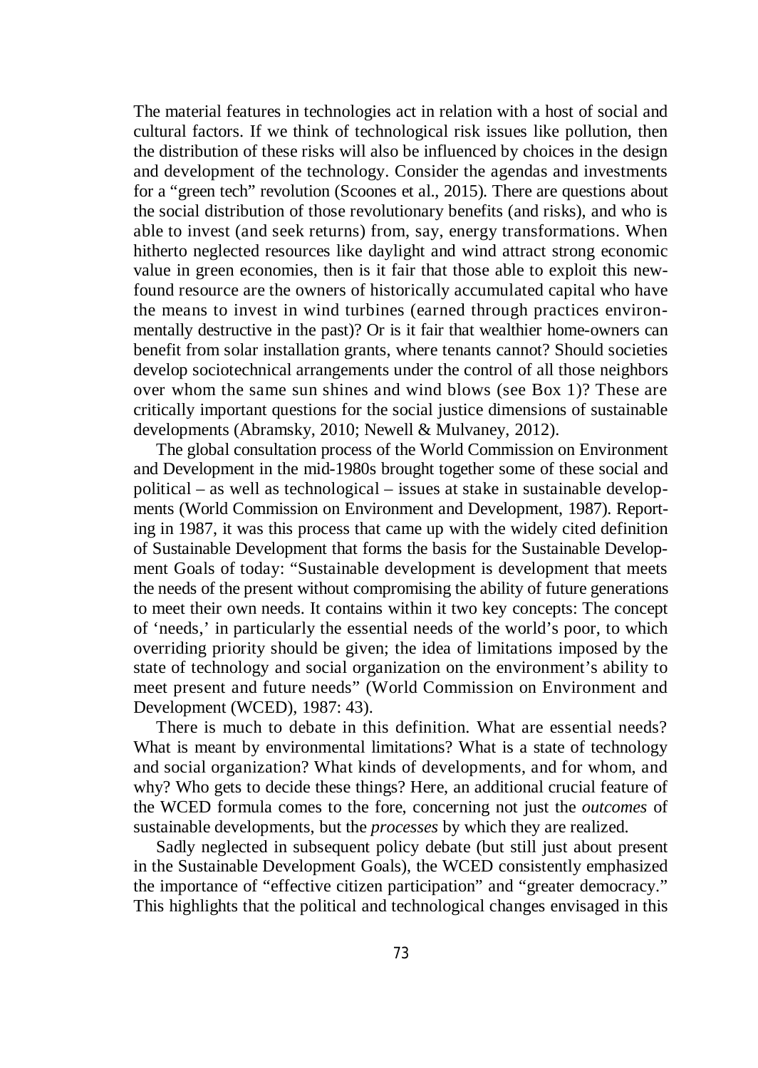The material features in technologies act in relation with a host of social and cultural factors. If we think of technological risk issues like pollution, then the distribution of these risks will also be influenced by choices in the design and development of the technology. Consider the agendas and investments for a "green tech" revolution (Scoones et al., 2015). There are questions about the social distribution of those revolutionary benefits (and risks), and who is able to invest (and seek returns) from, say, energy transformations. When hitherto neglected resources like daylight and wind attract strong economic value in green economies, then is it fair that those able to exploit this new-found resource are the owners of historically accumulated capital who have the means to invest in wind turbines (earned through practices environmentally destructive in the past)? Or is it fair that wealthier home-owners can benefit from solar installation grants, where tenants cannot? Should societies develop sociotechnical arrangements under the control of all those neighbors over whom the same sun shines and wind blows (see Box 1)? These are critically important questions for the social justice dimensions of sustainable developments (Abramsky, 2010; Newell & Mulvaney, 2012).

The global consultation process of the World Commission on Environment and Development in the mid-1980s brought together some of these social and political – as well as technological – issues at stake in sustainable developments (World Commission on Environment and Development, 1987). Reporting in 1987, it was this process that came up with the widely cited definition of Sustainable Development that forms the basis for the Sustainable Development Goals of today: "Sustainable development is development that meets the needs of the present without compromising the ability of future generations to meet their own needs. It contains within it two key concepts: The concept of 'needs,' in particularly the essential needs of the world's poor, to which overriding priority should be given; the idea of limitations imposed by the state of technology and social organization on the environment's ability to meet present and future needs" (World Commission on Environment and Development (WCED), 1987: 43).

There is much to debate in this definition. What are essential needs? What is meant by environmental limitations? What is a state of technology and social organization? What kinds of developments, and for whom, and why? Who gets to decide these things? Here, an additional crucial feature of the WCED formula comes to the fore, concerning not just the *outcomes* of sustainable developments, but the *processes* by which they are realized.

Sadly neglected in subsequent policy debate (but still just about present in the Sustainable Development Goals), the WCED consistently emphasized the importance of "effective citizen participation" and "greater democracy." This highlights that the political and technological changes envisaged in this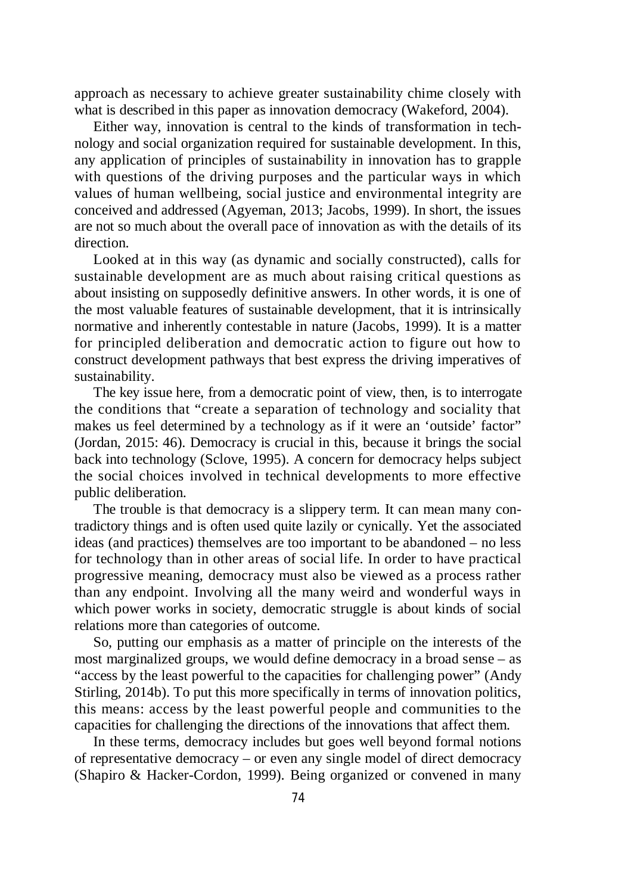approach as necessary to achieve greater sustainability chime closely with what is described in this paper as innovation democracy (Wakeford, 2004).

Either way, innovation is central to the kinds of transformation in technology and social organization required for sustainable development. In this, any application of principles of sustainability in innovation has to grapple with questions of the driving purposes and the particular ways in which values of human wellbeing, social justice and environmental integrity are conceived and addressed (Agyeman, 2013; Jacobs, 1999). In short, the issues are not so much about the overall pace of innovation as with the details of its direction.

Looked at in this way (as dynamic and socially constructed), calls for sustainable development are as much about raising critical questions as about insisting on supposedly definitive answers. In other words, it is one of the most valuable features of sustainable development, that it is intrinsically normative and inherently contestable in nature (Jacobs, 1999). It is a matter for principled deliberation and democratic action to figure out how to construct development pathways that best express the driving imperatives of sustainability.

The key issue here, from a democratic point of view, then, is to interrogate the conditions that "create a separation of technology and sociality that makes us feel determined by a technology as if it were an 'outside' factor" (Jordan, 2015: 46). Democracy is crucial in this, because it brings the social back into technology (Sclove, 1995). A concern for democracy helps subject the social choices involved in technical developments to more effective public deliberation.

The trouble is that democracy is a slippery term. It can mean many contradictory things and is often used quite lazily or cynically. Yet the associated ideas (and practices) themselves are too important to be abandoned – no less for technology than in other areas of social life. In order to have practical progressive meaning, democracy must also be viewed as a process rather than any endpoint. Involving all the many weird and wonderful ways in which power works in society, democratic struggle is about kinds of social relations more than categories of outcome.

So, putting our emphasis as a matter of principle on the interests of the most marginalized groups, we would define democracy in a broad sense – as "access by the least powerful to the capacities for challenging power" (Andy Stirling, 2014b). To put this more specifically in terms of innovation politics, this means: access by the least powerful people and communities to the capacities for challenging the directions of the innovations that affect them.

In these terms, democracy includes but goes well beyond formal notions of representative democracy – or even any single model of direct democracy (Shapiro & Hacker-Cordon, 1999). Being organized or convened in many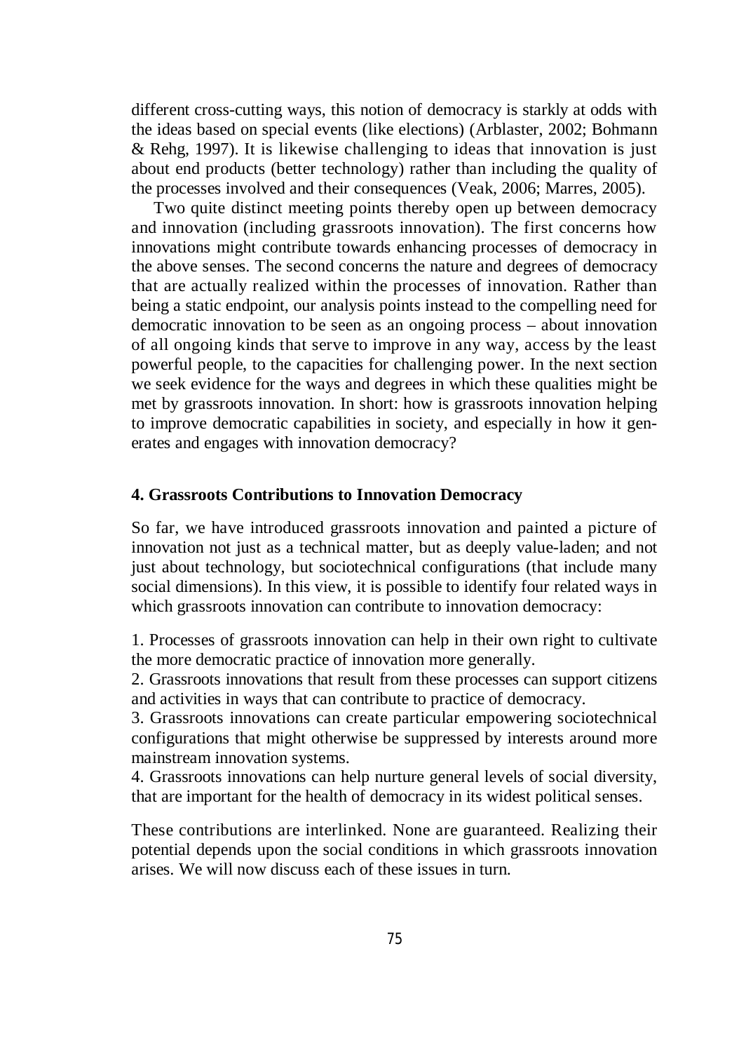different cross-cutting ways, this notion of democracy is starkly at odds with the ideas based on special events (like elections) (Arblaster, 2002; Bohmann & Rehg, 1997). It is likewise challenging to ideas that innovation is just about end products (better technology) rather than including the quality of the processes involved and their consequences (Veak, 2006; Marres, 2005).

Two quite distinct meeting points thereby open up between democracy and innovation (including grassroots innovation). The first concerns how innovations might contribute towards enhancing processes of democracy in the above senses. The second concerns the nature and degrees of democracy that are actually realized within the processes of innovation. Rather than being a static endpoint, our analysis points instead to the compelling need for democratic innovation to be seen as an ongoing process – about innovation of all ongoing kinds that serve to improve in any way, access by the least powerful people, to the capacities for challenging power. In the next section we seek evidence for the ways and degrees in which these qualities might be met by grassroots innovation. In short: how is grassroots innovation helping to improve democratic capabilities in society, and especially in how it generates and engages with innovation democracy?

### 4. Grassroots Contributions to Innovation Democracy

So far, we have introduced grassroots innovation and painted a picture of innovation not just as a technical matter, but as deeply value-laden; and not just about technology, but sociotechnical configurations (that include many social dimensions). In this view, it is possible to identify four related ways in which grassroots innovation can contribute to innovation democracy:

1. Processes of grassroots innovation can help in their own right to cultivate the more democratic practice of innovation more generally.
2. Grassroots innovations that result from these processes can support citizens and activities in ways that can contribute to practice of democracy.
3. Grassroots innovations can create particular empowering sociotechnical configurations that might otherwise be suppressed by interests around more mainstream innovation systems.
4. Grassroots innovations can help nurture general levels of social diversity, that are important for the health of democracy in its widest political senses.

These contributions are interlinked. None are guaranteed. Realizing their potential depends upon the social conditions in which grassroots innovation arises. We will now discuss each of these issues in turn.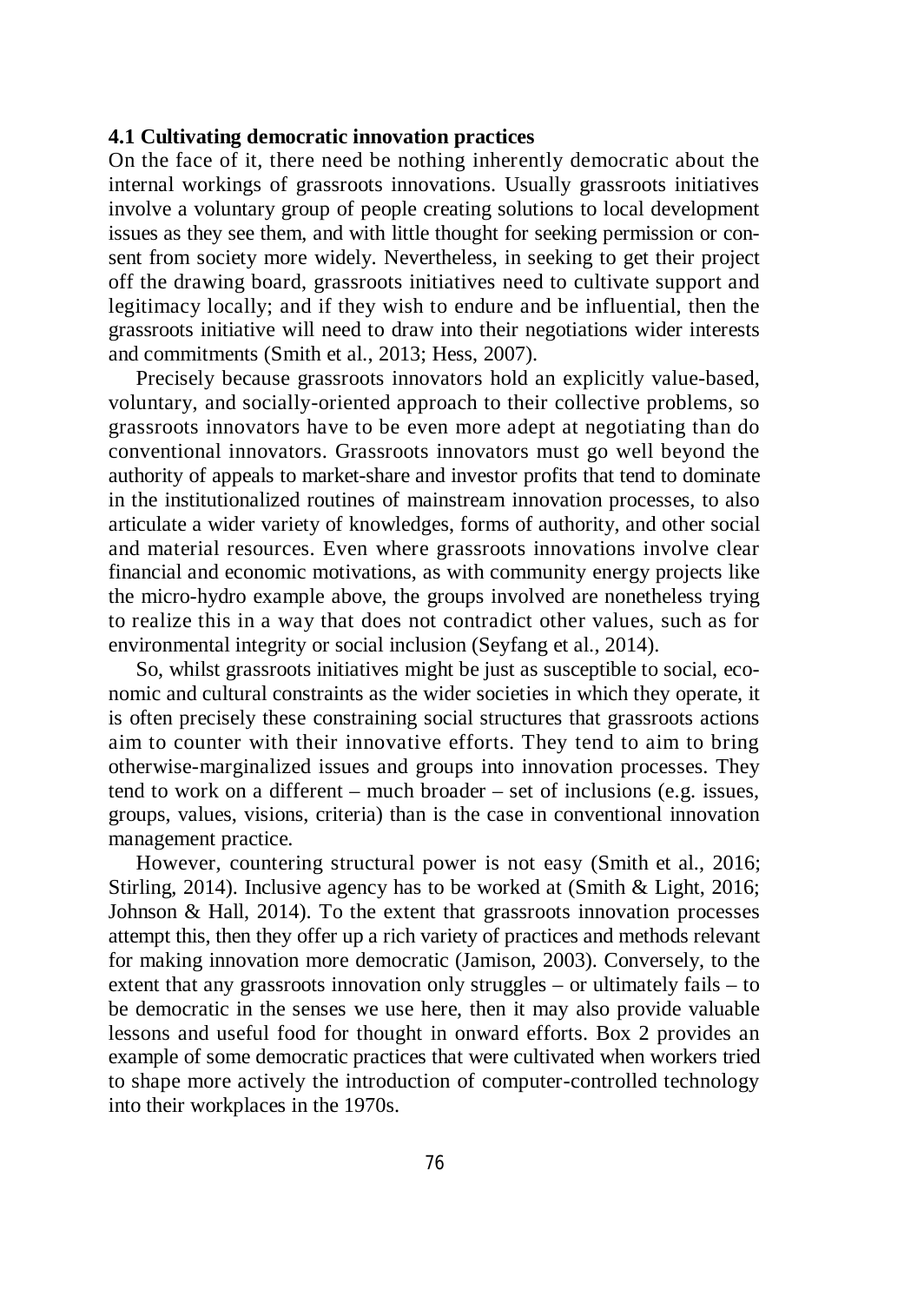### 4.1 Cultivating democratic innovation practices

On the face of it, there need be nothing inherently democratic about the internal workings of grassroots innovations. Usually grassroots initiatives involve a voluntary group of people creating solutions to local development issues as they see them, and with little thought for seeking permission or consent from society more widely. Nevertheless, in seeking to get their project off the drawing board, grassroots initiatives need to cultivate support and legitimacy locally; and if they wish to endure and be influential, then the grassroots initiative will need to draw into their negotiations wider interests and commitments (Smith et al., 2013; Hess, 2007).

Precisely because grassroots innovators hold an explicitly value-based, voluntary, and socially-oriented approach to their collective problems, so grassroots innovators have to be even more adept at negotiating than do conventional innovators. Grassroots innovators must go well beyond the authority of appeals to market-share and investor profits that tend to dominate in the institutionalized routines of mainstream innovation processes, to also articulate a wider variety of knowledges, forms of authority, and other social and material resources. Even where grassroots innovations involve clear financial and economic motivations, as with community energy projects like the micro-hydro example above, the groups involved are nonetheless trying to realize this in a way that does not contradict other values, such as for environmental integrity or social inclusion (Seyfang et al., 2014).

So, whilst grassroots initiatives might be just as susceptible to social, economic and cultural constraints as the wider societies in which they operate, it is often precisely these constraining social structures that grassroots actions aim to counter with their innovative efforts. They tend to aim to bring otherwise-marginalized issues and groups into innovation processes. They tend to work on a different – much broader – set of inclusions (e.g. issues, groups, values, visions, criteria) than is the case in conventional innovation management practice.

However, countering structural power is not easy (Smith et al., 2016; Stirling, 2014). Inclusive agency has to be worked at (Smith & Light, 2016; Johnson & Hall, 2014). To the extent that grassroots innovation processes attempt this, then they offer up a rich variety of practices and methods relevant for making innovation more democratic (Jamison, 2003). Conversely, to the extent that any grassroots innovation only struggles – or ultimately fails – to be democratic in the senses we use here, then it may also provide valuable lessons and useful food for thought in onward efforts. Box 2 provides an example of some democratic practices that were cultivated when workers tried to shape more actively the introduction of computer-controlled technology into their workplaces in the 1970s.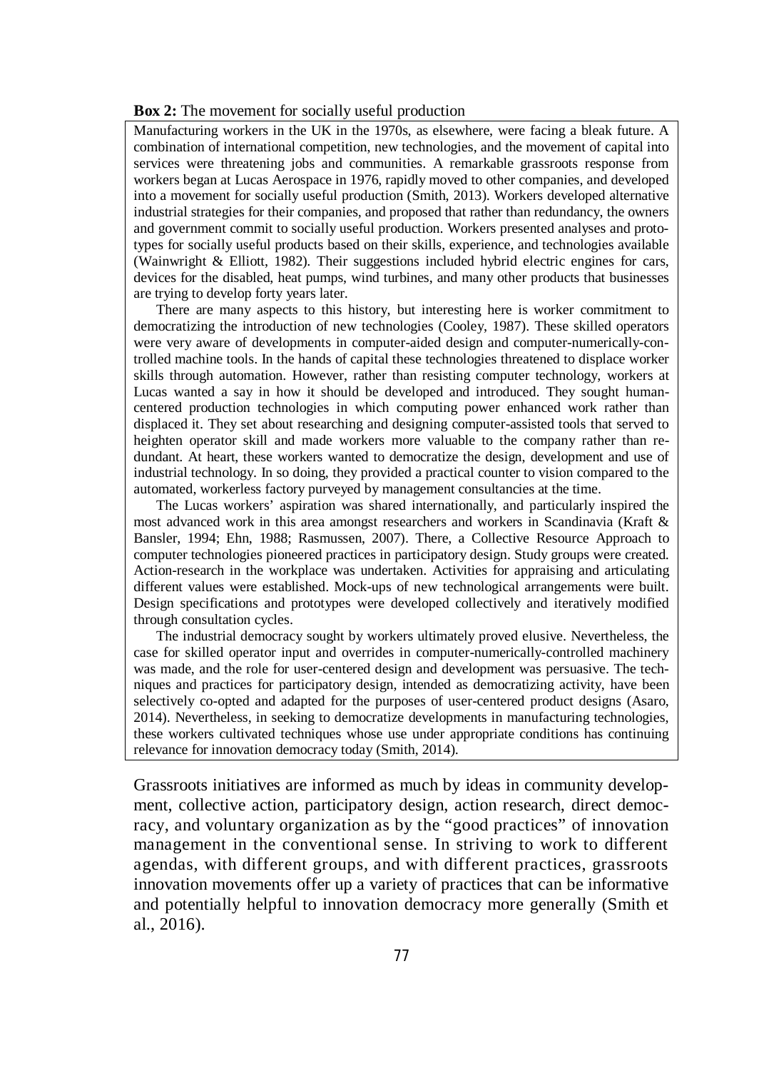**Box 2:** The movement for socially useful production

Manufacturing workers in the UK in the 1970s, as elsewhere, were facing a bleak future. A combination of international competition, new technologies, and the movement of capital into services were threatening jobs and communities. A remarkable grassroots response from workers began at Lucas Aerospace in 1976, rapidly moved to other companies, and developed into a movement for socially useful production (Smith, 2013). Workers developed alternative industrial strategies for their companies, and proposed that rather than redundancy, the owners and government commit to socially useful production. Workers presented analyses and prototypes for socially useful products based on their skills, experience, and technologies available (Wainwright & Elliott, 1982). Their suggestions included hybrid electric engines for cars, devices for the disabled, heat pumps, wind turbines, and many other products that businesses are trying to develop forty years later.

There are many aspects to this history, but interesting here is worker commitment to democratizing the introduction of new technologies (Cooley, 1987). These skilled operators were very aware of developments in computer-aided design and computer-numerically-controlled machine tools. In the hands of capital these technologies threatened to displace worker skills through automation. However, rather than resisting computer technology, workers at Lucas wanted a say in how it should be developed and introduced. They sought human-centered production technologies in which computing power enhanced work rather than displaced it. They set about researching and designing computer-assisted tools that served to heighten operator skill and made workers more valuable to the company rather than redundant. At heart, these workers wanted to democratize the design, development and use of industrial technology. In so doing, they provided a practical counter to vision compared to the automated, workerless factory purveyed by management consultancies at the time.

The Lucas workers' aspiration was shared internationally, and particularly inspired the most advanced work in this area amongst researchers and workers in Scandinavia (Kraft & Bansler, 1994; Ehn, 1988; Rasmussen, 2007). There, a Collective Resource Approach to computer technologies pioneered practices in participatory design. Study groups were created. Action-research in the workplace was undertaken. Activities for appraising and articulating different values were established. Mock-ups of new technological arrangements were built. Design specifications and prototypes were developed collectively and iteratively modified through consultation cycles.

The industrial democracy sought by workers ultimately proved elusive. Nevertheless, the case for skilled operator input and overrides in computer-numerically-controlled machinery was made, and the role for user-centered design and development was persuasive. The techniques and practices for participatory design, intended as democratizing activity, have been selectively co-opted and adapted for the purposes of user-centered product designs (Asaro, 2014). Nevertheless, in seeking to democratize developments in manufacturing technologies, these workers cultivated techniques whose use under appropriate conditions has continuing relevance for innovation democracy today (Smith, 2014).

Grassroots initiatives are informed as much by ideas in community development, collective action, participatory design, action research, direct democracy, and voluntary organization as by the "good practices" of innovation management in the conventional sense. In striving to work to different agendas, with different groups, and with different practices, grassroots innovation movements offer up a variety of practices that can be informative and potentially helpful to innovation democracy more generally (Smith et al., 2016).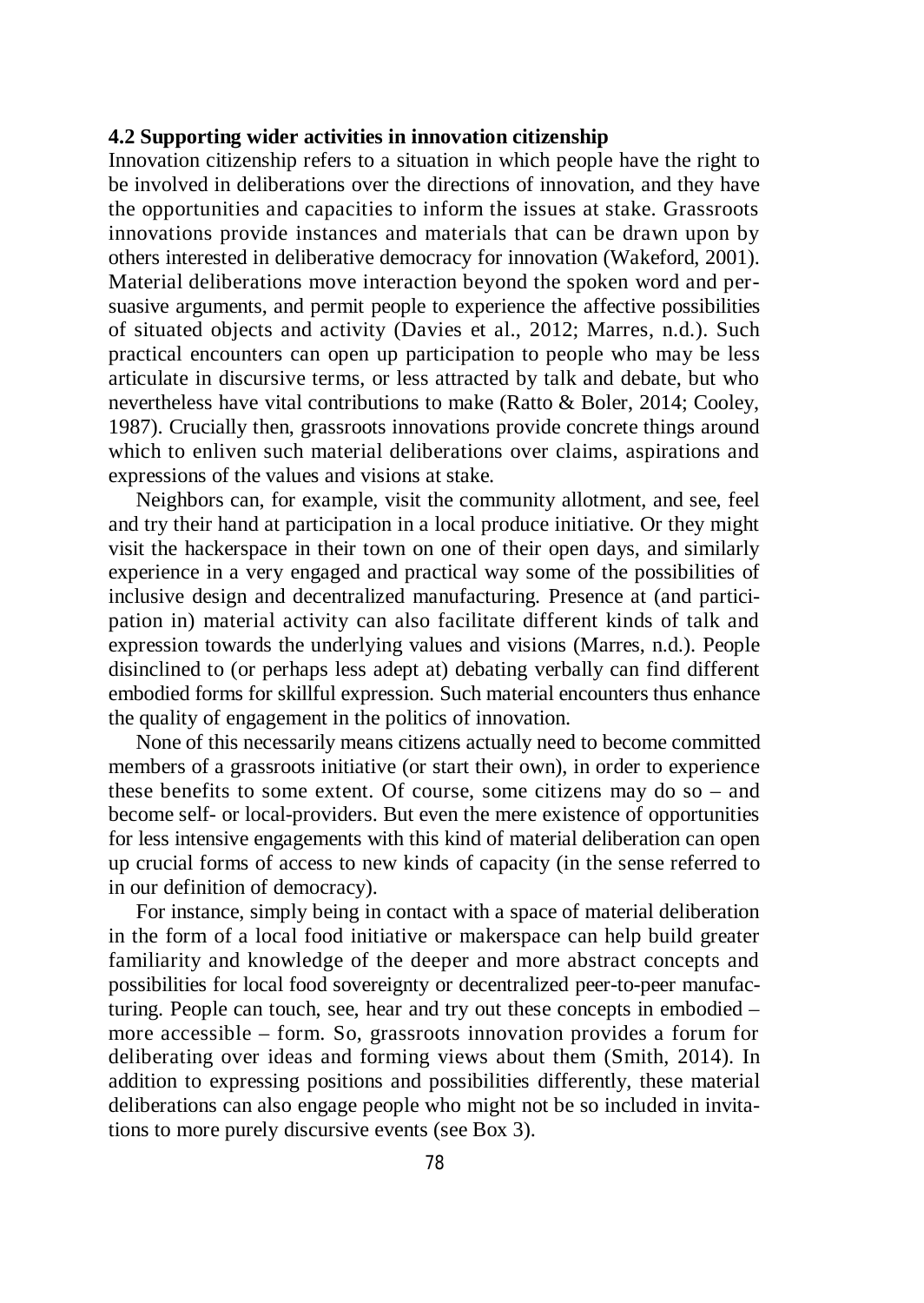### 4.2 Supporting wider activities in innovation citizenship

Innovation citizenship refers to a situation in which people have the right to be involved in deliberations over the directions of innovation, and they have the opportunities and capacities to inform the issues at stake. Grassroots innovations provide instances and materials that can be drawn upon by others interested in deliberative democracy for innovation (Wakeford, 2001). Material deliberations move interaction beyond the spoken word and persuasive arguments, and permit people to experience the affective possibilities of situated objects and activity (Davies et al., 2012; Marres, n.d.). Such practical encounters can open up participation to people who may be less articulate in discursive terms, or less attracted by talk and debate, but who nevertheless have vital contributions to make (Ratto & Boler, 2014; Cooley, 1987). Crucially then, grassroots innovations provide concrete things around which to enliven such material deliberations over claims, aspirations and expressions of the values and visions at stake.

Neighbors can, for example, visit the community allotment, and see, feel and try their hand at participation in a local produce initiative. Or they might visit the hackerspace in their town on one of their open days, and similarly experience in a very engaged and practical way some of the possibilities of inclusive design and decentralized manufacturing. Presence at (and participation in) material activity can also facilitate different kinds of talk and expression towards the underlying values and visions (Marres, n.d.). People disinclined to (or perhaps less adept at) debating verbally can find different embodied forms for skillful expression. Such material encounters thus enhance the quality of engagement in the politics of innovation.

None of this necessarily means citizens actually need to become committed members of a grassroots initiative (or start their own), in order to experience these benefits to some extent. Of course, some citizens may do so – and become self- or local-providers. But even the mere existence of opportunities for less intensive engagements with this kind of material deliberation can open up crucial forms of access to new kinds of capacity (in the sense referred to in our definition of democracy).

For instance, simply being in contact with a space of material deliberation in the form of a local food initiative or makerspace can help build greater familiarity and knowledge of the deeper and more abstract concepts and possibilities for local food sovereignty or decentralized peer-to-peer manufacturing. People can touch, see, hear and try out these concepts in embodied – more accessible – form. So, grassroots innovation provides a forum for deliberating over ideas and forming views about them (Smith, 2014). In addition to expressing positions and possibilities differently, these material deliberations can also engage people who might not be so included in invitations to more purely discursive events (see Box 3).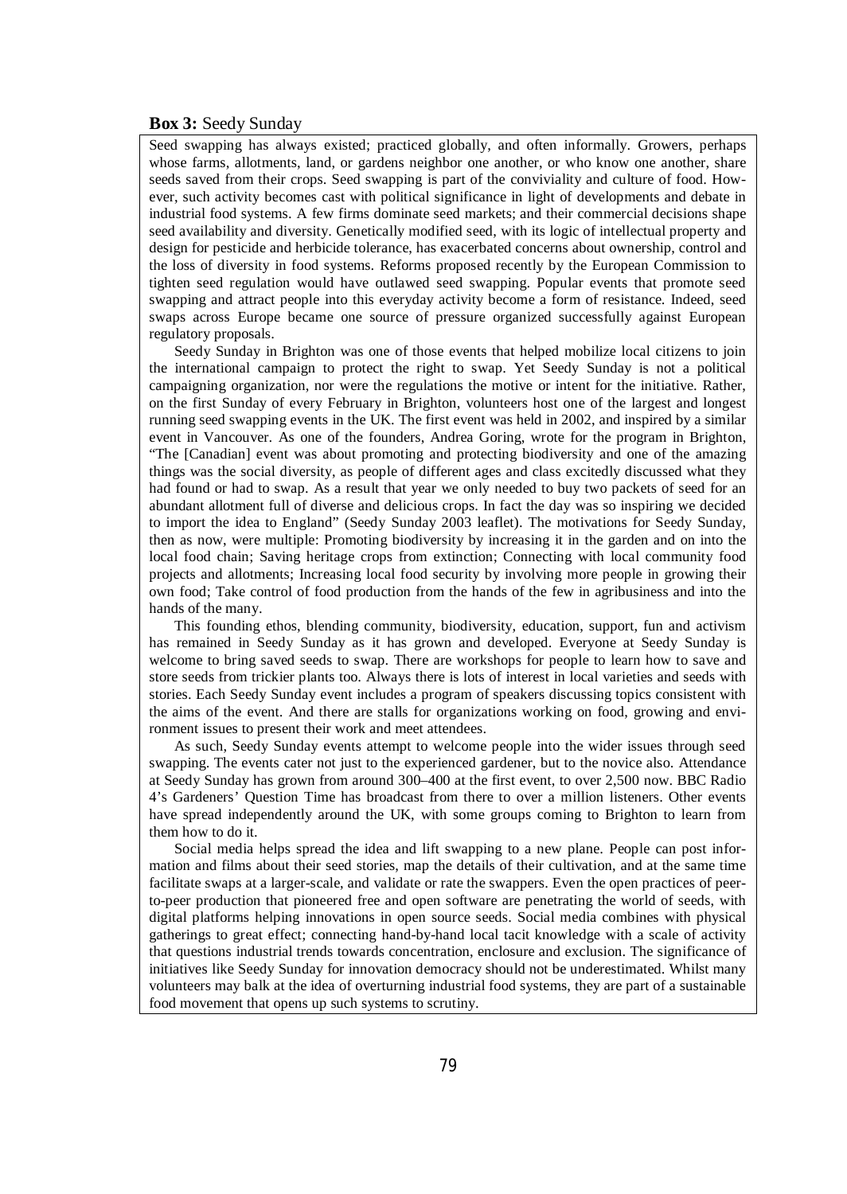**Box 3:** Seedy Sunday

Seed swapping has always existed; practiced globally, and often informally. Growers, perhaps whose farms, allotments, land, or gardens neighbor one another, or who know one another, share seeds saved from their crops. Seed swapping is part of the conviviality and culture of food. However, such activity becomes cast with political significance in light of developments and debate in industrial food systems. A few firms dominate seed markets; and their commercial decisions shape seed availability and diversity. Genetically modified seed, with its logic of intellectual property and design for pesticide and herbicide tolerance, has exacerbated concerns about ownership, control and the loss of diversity in food systems. Reforms proposed recently by the European Commission to tighten seed regulation would have outlawed seed swapping. Popular events that promote seed swapping and attract people into this everyday activity become a form of resistance. Indeed, seed swaps across Europe became one source of pressure organized successfully against European regulatory proposals.

Seedy Sunday in Brighton was one of those events that helped mobilize local citizens to join the international campaign to protect the right to swap. Yet Seedy Sunday is not a political campaigning organization, nor were the regulations the motive or intent for the initiative. Rather, on the first Sunday of every February in Brighton, volunteers host one of the largest and longest running seed swapping events in the UK. The first event was held in 2002, and inspired by a similar event in Vancouver. As one of the founders, Andrea Goring, wrote for the program in Brighton, "The [Canadian] event was about promoting and protecting biodiversity and one of the amazing things was the social diversity, as people of different ages and class excitedly discussed what they had found or had to swap. As a result that year we only needed to buy two packets of seed for an abundant allotment full of diverse and delicious crops. In fact the day was so inspiring we decided to import the idea to England" (Seedy Sunday 2003 leaflet). The motivations for Seedy Sunday, then as now, were multiple: Promoting biodiversity by increasing it in the garden and on into the local food chain; Saving heritage crops from extinction; Connecting with local community food projects and allotments; Increasing local food security by involving more people in growing their own food; Take control of food production from the hands of the few in agribusiness and into the hands of the many.

This founding ethos, blending community, biodiversity, education, support, fun and activism has remained in Seedy Sunday as it has grown and developed. Everyone at Seedy Sunday is welcome to bring saved seeds to swap. There are workshops for people to learn how to save and store seeds from trickier plants too. Always there is lots of interest in local varieties and seeds with stories. Each Seedy Sunday event includes a program of speakers discussing topics consistent with the aims of the event. And there are stalls for organizations working on food, growing and environment issues to present their work and meet attendees.

As such, Seedy Sunday events attempt to welcome people into the wider issues through seed swapping. The events cater not just to the experienced gardener, but to the novice also. Attendance at Seedy Sunday has grown from around 300–400 at the first event, to over 2,500 now. BBC Radio 4's Gardeners' Question Time has broadcast from there to over a million listeners. Other events have spread independently around the UK, with some groups coming to Brighton to learn from them how to do it.

Social media helps spread the idea and lift swapping to a new plane. People can post information and films about their seed stories, map the details of their cultivation, and at the same time facilitate swaps at a larger-scale, and validate or rate the swappers. Even the open practices of peer-to-peer production that pioneered free and open software are penetrating the world of seeds, with digital platforms helping innovations in open source seeds. Social media combines with physical gatherings to great effect; connecting hand-by-hand local tacit knowledge with a scale of activity that questions industrial trends towards concentration, enclosure and exclusion. The significance of initiatives like Seedy Sunday for innovation democracy should not be underestimated. Whilst many volunteers may balk at the idea of overturning industrial food systems, they are part of a sustainable food movement that opens up such systems to scrutiny.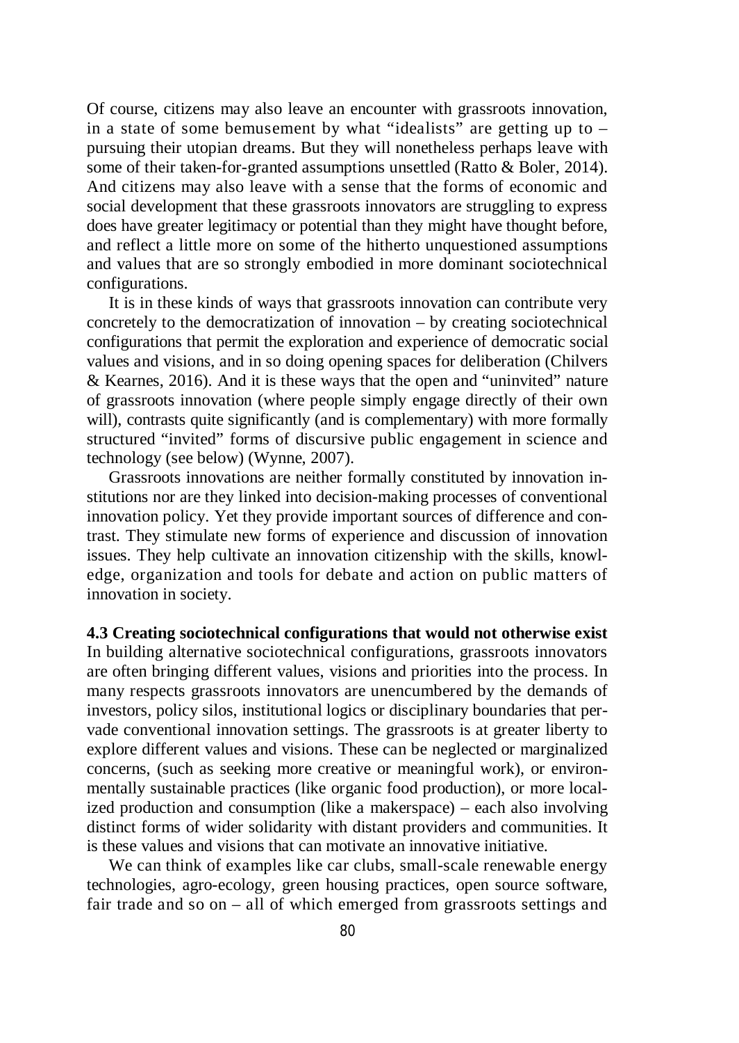Of course, citizens may also leave an encounter with grassroots innovation, in a state of some bemusement by what "idealists" are getting up to – pursuing their utopian dreams. But they will nonetheless perhaps leave with some of their taken-for-granted assumptions unsettled (Ratto & Boler, 2014). And citizens may also leave with a sense that the forms of economic and social development that these grassroots innovators are struggling to express does have greater legitimacy or potential than they might have thought before, and reflect a little more on some of the hitherto unquestioned assumptions and values that are so strongly embodied in more dominant sociotechnical configurations.

It is in these kinds of ways that grassroots innovation can contribute very concretely to the democratization of innovation – by creating sociotechnical configurations that permit the exploration and experience of democratic social values and visions, and in so doing opening spaces for deliberation (Chilvers & Kearnes, 2016). And it is these ways that the open and "uninvited" nature of grassroots innovation (where people simply engage directly of their own will), contrasts quite significantly (and is complementary) with more formally structured "invited" forms of discursive public engagement in science and technology (see below) (Wynne, 2007).

Grassroots innovations are neither formally constituted by innovation institutions nor are they linked into decision-making processes of conventional innovation policy. Yet they provide important sources of difference and contrast. They stimulate new forms of experience and discussion of innovation issues. They help cultivate an innovation citizenship with the skills, knowledge, organization and tools for debate and action on public matters of innovation in society.

### 4.3 Creating sociotechnical configurations that would not otherwise exist

In building alternative sociotechnical configurations, grassroots innovators are often bringing different values, visions and priorities into the process. In many respects grassroots innovators are unencumbered by the demands of investors, policy silos, institutional logics or disciplinary boundaries that pervade conventional innovation settings. The grassroots is at greater liberty to explore different values and visions. These can be neglected or marginalized concerns, (such as seeking more creative or meaningful work), or environmentally sustainable practices (like organic food production), or more localized production and consumption (like a makerspace) – each also involving distinct forms of wider solidarity with distant providers and communities. It is these values and visions that can motivate an innovative initiative.

We can think of examples like car clubs, small-scale renewable energy technologies, agro-ecology, green housing practices, open source software, fair trade and so on – all of which emerged from grassroots settings and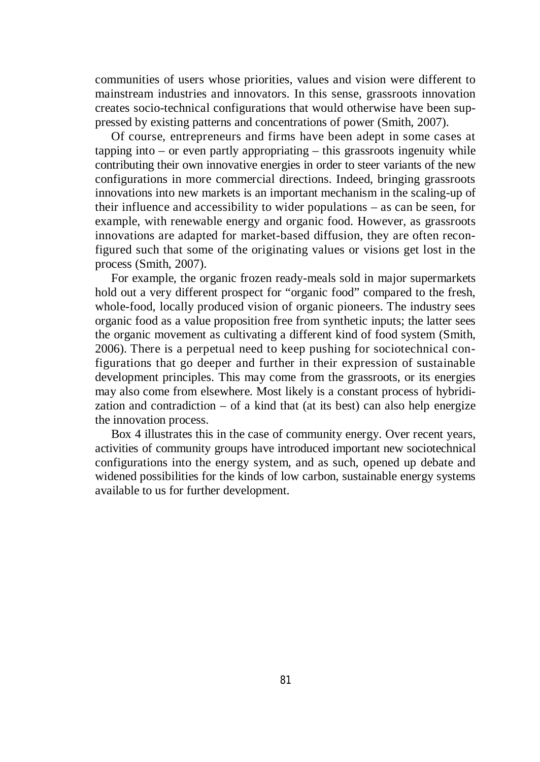communities of users whose priorities, values and vision were different to mainstream industries and innovators. In this sense, grassroots innovation creates socio-technical configurations that would otherwise have been suppressed by existing patterns and concentrations of power (Smith, 2007).

Of course, entrepreneurs and firms have been adept in some cases at tapping into – or even partly appropriating – this grassroots ingenuity while contributing their own innovative energies in order to steer variants of the new configurations in more commercial directions. Indeed, bringing grassroots innovations into new markets is an important mechanism in the scaling-up of their influence and accessibility to wider populations – as can be seen, for example, with renewable energy and organic food. However, as grassroots innovations are adapted for market-based diffusion, they are often reconfigured such that some of the originating values or visions get lost in the process (Smith, 2007).

For example, the organic frozen ready-meals sold in major supermarkets hold out a very different prospect for "organic food" compared to the fresh, whole-food, locally produced vision of organic pioneers. The industry sees organic food as a value proposition free from synthetic inputs; the latter sees the organic movement as cultivating a different kind of food system (Smith, 2006). There is a perpetual need to keep pushing for sociotechnical configurations that go deeper and further in their expression of sustainable development principles. This may come from the grassroots, or its energies may also come from elsewhere. Most likely is a constant process of hybridization and contradiction – of a kind that (at its best) can also help energize the innovation process.

Box 4 illustrates this in the case of community energy. Over recent years, activities of community groups have introduced important new sociotechnical configurations into the energy system, and as such, opened up debate and widened possibilities for the kinds of low carbon, sustainable energy systems available to us for further development.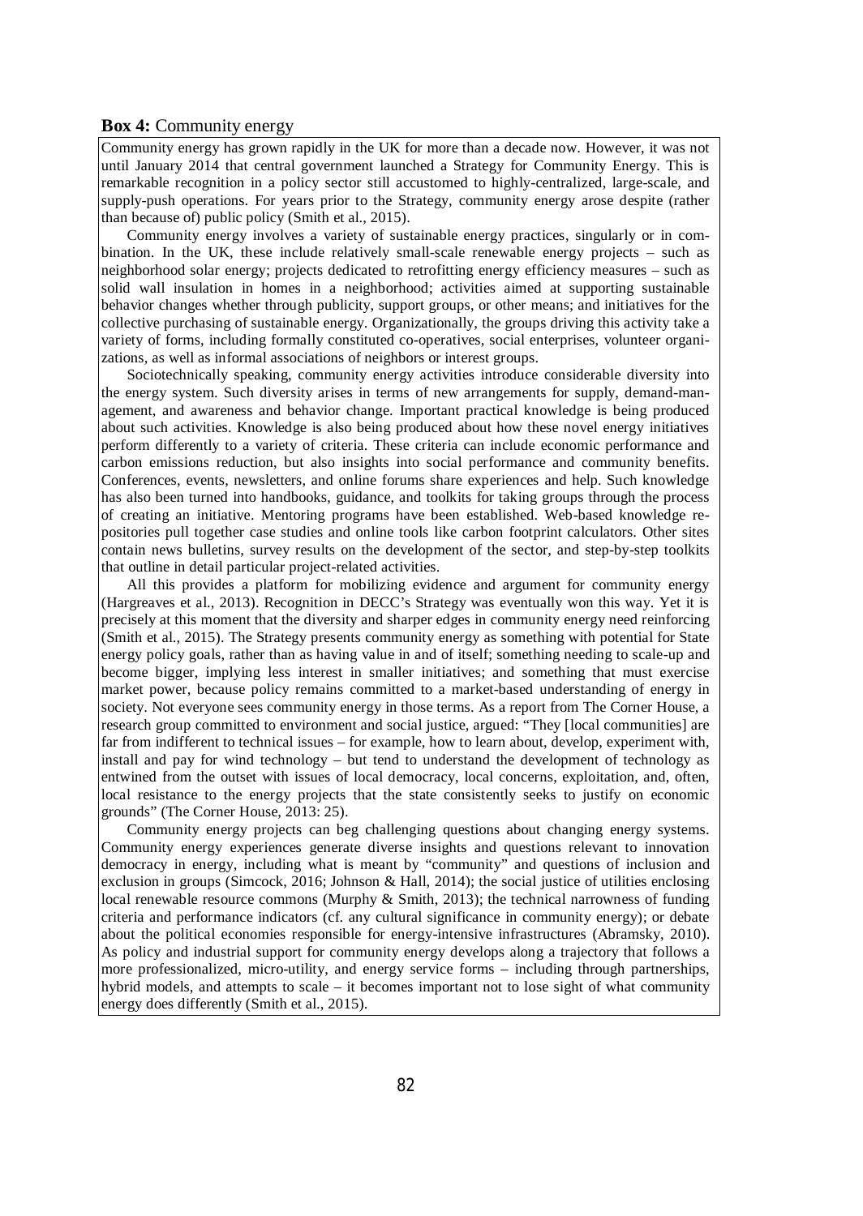**Box 4:** Community energy

Community energy has grown rapidly in the UK for more than a decade now. However, it was not until January 2014 that central government launched a Strategy for Community Energy. This is remarkable recognition in a policy sector still accustomed to highly-centralized, large-scale, and supply-push operations. For years prior to the Strategy, community energy arose despite (rather than because of) public policy (Smith et al., 2015).

Community energy involves a variety of sustainable energy practices, singularly or in combination. In the UK, these include relatively small-scale renewable energy projects – such as neighborhood solar energy; projects dedicated to retrofitting energy efficiency measures – such as solid wall insulation in homes in a neighborhood; activities aimed at supporting sustainable behavior changes whether through publicity, support groups, or other means; and initiatives for the collective purchasing of sustainable energy. Organizationally, the groups driving this activity take a variety of forms, including formally constituted co-operatives, social enterprises, volunteer organizations, as well as informal associations of neighbors or interest groups.

Sociotechnically speaking, community energy activities introduce considerable diversity into the energy system. Such diversity arises in terms of new arrangements for supply, demand-management, and awareness and behavior change. Important practical knowledge is being produced about such activities. Knowledge is also being produced about how these novel energy initiatives perform differently to a variety of criteria. These criteria can include economic performance and carbon emissions reduction, but also insights into social performance and community benefits. Conferences, events, newsletters, and online forums share experiences and help. Such knowledge has also been turned into handbooks, guidance, and toolkits for taking groups through the process of creating an initiative. Mentoring programs have been established. Web-based knowledge repositories pull together case studies and online tools like carbon footprint calculators. Other sites contain news bulletins, survey results on the development of the sector, and step-by-step toolkits that outline in detail particular project-related activities.

All this provides a platform for mobilizing evidence and argument for community energy (Hargreaves et al., 2013). Recognition in DECC's Strategy was eventually won this way. Yet it is precisely at this moment that the diversity and sharper edges in community energy need reinforcing (Smith et al., 2015). The Strategy presents community energy as something with potential for State energy policy goals, rather than as having value in and of itself; something needing to scale-up and become bigger, implying less interest in smaller initiatives; and something that must exercise market power, because policy remains committed to a market-based understanding of energy in society. Not everyone sees community energy in those terms. As a report from The Corner House, a research group committed to environment and social justice, argued: "They [local communities] are far from indifferent to technical issues – for example, how to learn about, develop, experiment with, install and pay for wind technology – but tend to understand the development of technology as entwined from the outset with issues of local democracy, local concerns, exploitation, and, often, local resistance to the energy projects that the state consistently seeks to justify on economic grounds" (The Corner House, 2013: 25).

Community energy projects can beg challenging questions about changing energy systems. Community energy experiences generate diverse insights and questions relevant to innovation democracy in energy, including what is meant by "community" and questions of inclusion and exclusion in groups (Simcock, 2016; Johnson & Hall, 2014); the social justice of utilities enclosing local renewable resource commons (Murphy & Smith, 2013); the technical narrowness of funding criteria and performance indicators (cf. any cultural significance in community energy); or debate about the political economies responsible for energy-intensive infrastructures (Abramsky, 2010). As policy and industrial support for community energy develops along a trajectory that follows a more professionalized, micro-utility, and energy service forms – including through partnerships, hybrid models, and attempts to scale – it becomes important not to lose sight of what community energy does differently (Smith et al., 2015).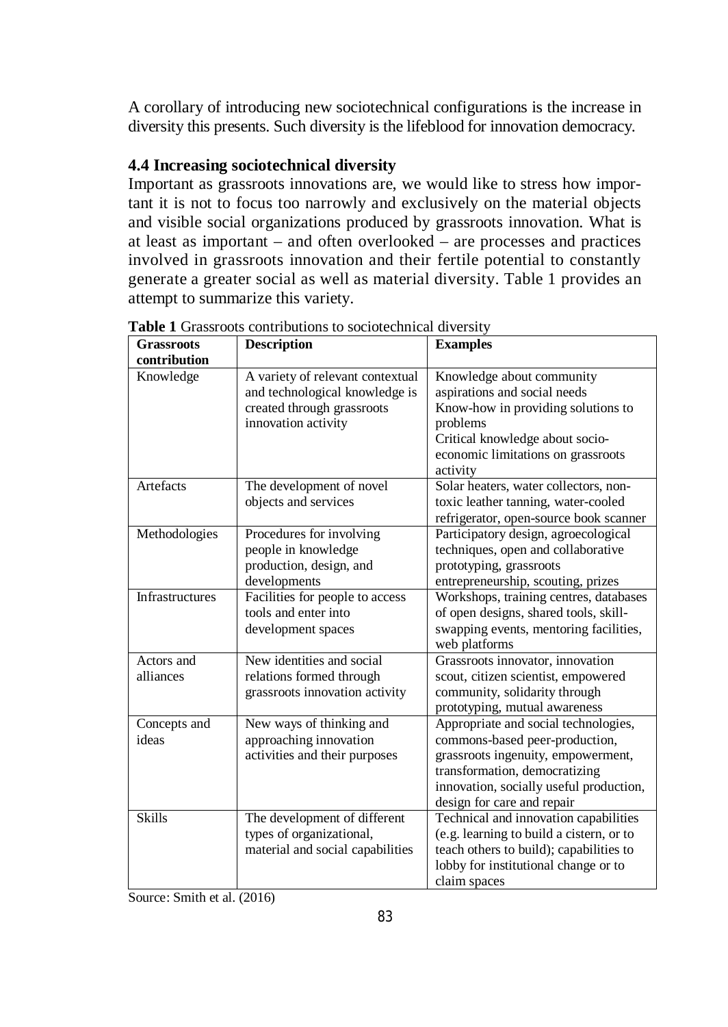A corollary of introducing new sociotechnical configurations is the increase in diversity this presents. Such diversity is the lifeblood for innovation democracy.

### 4.4 Increasing sociotechnical diversity

Important as grassroots innovations are, we would like to stress how important it is not to focus too narrowly and exclusively on the material objects and visible social organizations produced by grassroots innovation. What is at least as important – and often overlooked – are processes and practices involved in grassroots innovation and their fertile potential to constantly generate a greater social as well as material diversity. Table 1 provides an attempt to summarize this variety.

**Table 1** Grassroots contributions to sociotechnical diversity

| Grassroots contribution | Description | Examples |
|---|---|---|
| Knowledge | A variety of relevant contextual and technological knowledge is created through grassroots innovation activity | Knowledge about community aspirations and social needs<br>Know-how in providing solutions to problems<br>Critical knowledge about socio-economic limitations on grassroots activity |
| Artefacts | The development of novel objects and services | Solar heaters, water collectors, non-toxic leather tanning, water-cooled refrigerator, open-source book scanner |
| Methodologies | Procedures for involving people in knowledge production, design, and developments | Participatory design, agroecological techniques, open and collaborative prototyping, grassroots entrepreneurship, scouting, prizes |
| Infrastructures | Facilities for people to access tools and enter into development spaces | Workshops, training centres, databases of open designs, shared tools, skill-swapping events, mentoring facilities, web platforms |
| Actors and alliances | New identities and social relations formed through grassroots innovation activity | Grassroots innovator, innovation scout, citizen scientist, empowered community, solidarity through prototyping, mutual awareness |
| Concepts and ideas | New ways of thinking and approaching innovation activities and their purposes | Appropriate and social technologies, commons-based peer-production, grassroots ingenuity, empowerment, transformation, democratizing innovation, socially useful production, design for care and repair |
| Skills | The development of different types of organizational, material and social capabilities | Technical and innovation capabilities (e.g. learning to build a cistern, or to teach others to build); capabilities to lobby for institutional change or to claim spaces |

Source: Smith et al. (2016)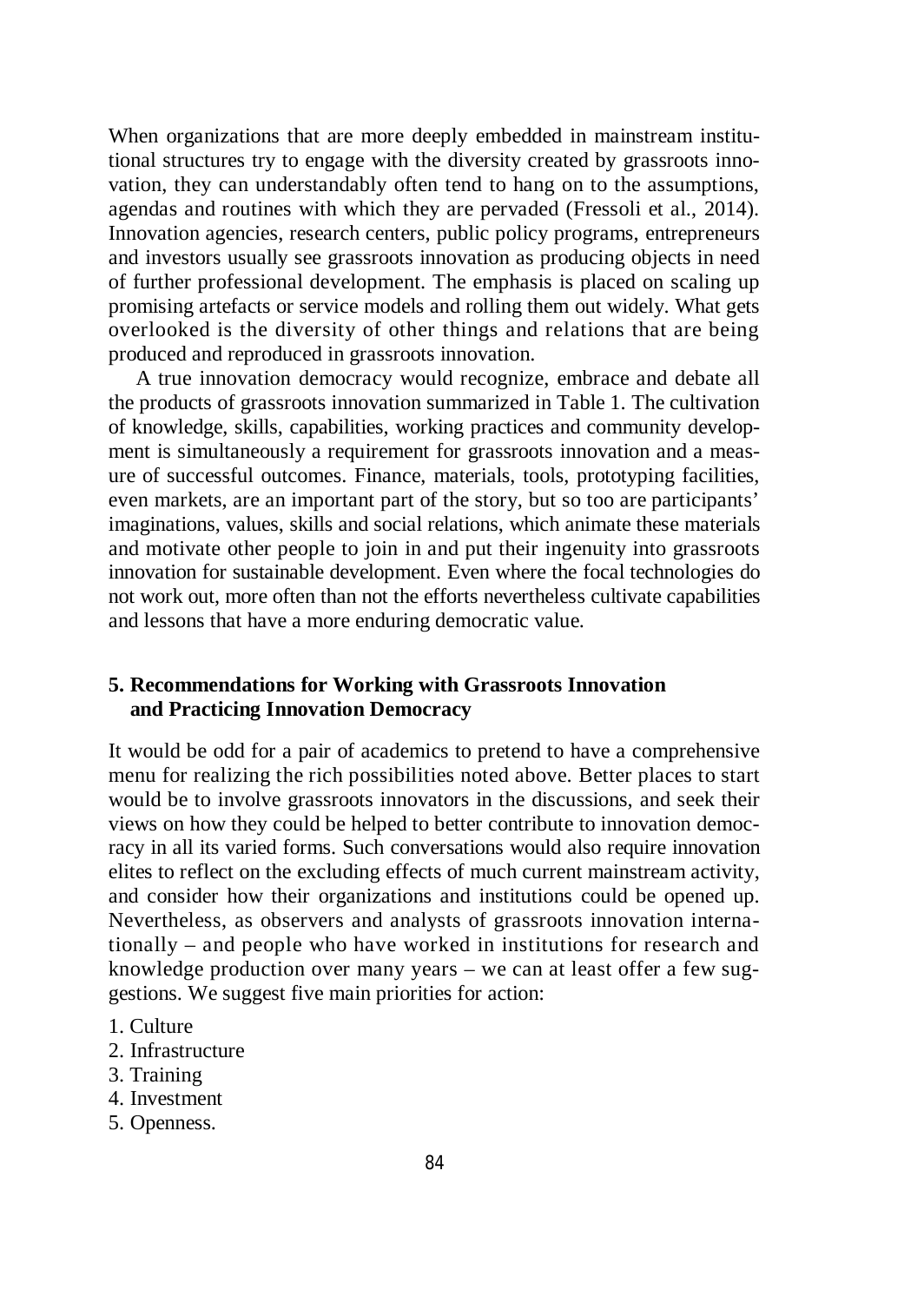When organizations that are more deeply embedded in mainstream institutional structures try to engage with the diversity created by grassroots innovation, they can understandably often tend to hang on to the assumptions, agendas and routines with which they are pervaded (Fressoli et al., 2014). Innovation agencies, research centers, public policy programs, entrepreneurs and investors usually see grassroots innovation as producing objects in need of further professional development. The emphasis is placed on scaling up promising artefacts or service models and rolling them out widely. What gets overlooked is the diversity of other things and relations that are being produced and reproduced in grassroots innovation.

A true innovation democracy would recognize, embrace and debate all the products of grassroots innovation summarized in Table 1. The cultivation of knowledge, skills, capabilities, working practices and community development is simultaneously a requirement for grassroots innovation and a measure of successful outcomes. Finance, materials, tools, prototyping facilities, even markets, are an important part of the story, but so too are participants' imaginations, values, skills and social relations, which animate these materials and motivate other people to join in and put their ingenuity into grassroots innovation for sustainable development. Even where the focal technologies do not work out, more often than not the efforts nevertheless cultivate capabilities and lessons that have a more enduring democratic value.

## 5. Recommendations for Working with Grassroots Innovation and Practicing Innovation Democracy

It would be odd for a pair of academics to pretend to have a comprehensive menu for realizing the rich possibilities noted above. Better places to start would be to involve grassroots innovators in the discussions, and seek their views on how they could be helped to better contribute to innovation democracy in all its varied forms. Such conversations would also require innovation elites to reflect on the excluding effects of much current mainstream activity, and consider how their organizations and institutions could be opened up. Nevertheless, as observers and analysts of grassroots innovation internationally – and people who have worked in institutions for research and knowledge production over many years – we can at least offer a few suggestions. We suggest five main priorities for action:

1. Culture
2. Infrastructure
3. Training
4. Investment
5. Openness.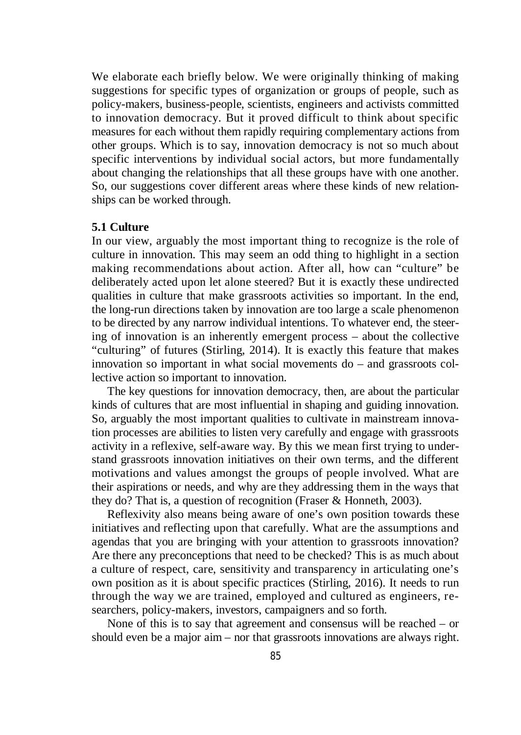We elaborate each briefly below. We were originally thinking of making suggestions for specific types of organization or groups of people, such as policy-makers, business-people, scientists, engineers and activists committed to innovation democracy. But it proved difficult to think about specific measures for each without them rapidly requiring complementary actions from other groups. Which is to say, innovation democracy is not so much about specific interventions by individual social actors, but more fundamentally about changing the relationships that all these groups have with one another. So, our suggestions cover different areas where these kinds of new relationships can be worked through.

### 5.1 Culture

In our view, arguably the most important thing to recognize is the role of culture in innovation. This may seem an odd thing to highlight in a section making recommendations about action. After all, how can "culture" be deliberately acted upon let alone steered? But it is exactly these undirected qualities in culture that make grassroots activities so important. In the end, the long-run directions taken by innovation are too large a scale phenomenon to be directed by any narrow individual intentions. To whatever end, the steering of innovation is an inherently emergent process – about the collective "culturing" of futures (Stirling, 2014). It is exactly this feature that makes innovation so important in what social movements do – and grassroots collective action so important to innovation.

The key questions for innovation democracy, then, are about the particular kinds of cultures that are most influential in shaping and guiding innovation. So, arguably the most important qualities to cultivate in mainstream innovation processes are abilities to listen very carefully and engage with grassroots activity in a reflexive, self-aware way. By this we mean first trying to understand grassroots innovation initiatives on their own terms, and the different motivations and values amongst the groups of people involved. What are their aspirations or needs, and why are they addressing them in the ways that they do? That is, a question of recognition (Fraser & Honneth, 2003).

Reflexivity also means being aware of one's own position towards these initiatives and reflecting upon that carefully. What are the assumptions and agendas that you are bringing with your attention to grassroots innovation? Are there any preconceptions that need to be checked? This is as much about a culture of respect, care, sensitivity and transparency in articulating one's own position as it is about specific practices (Stirling, 2016). It needs to run through the way we are trained, employed and cultured as engineers, researchers, policy-makers, investors, campaigners and so forth.

None of this is to say that agreement and consensus will be reached – or should even be a major aim – nor that grassroots innovations are always right.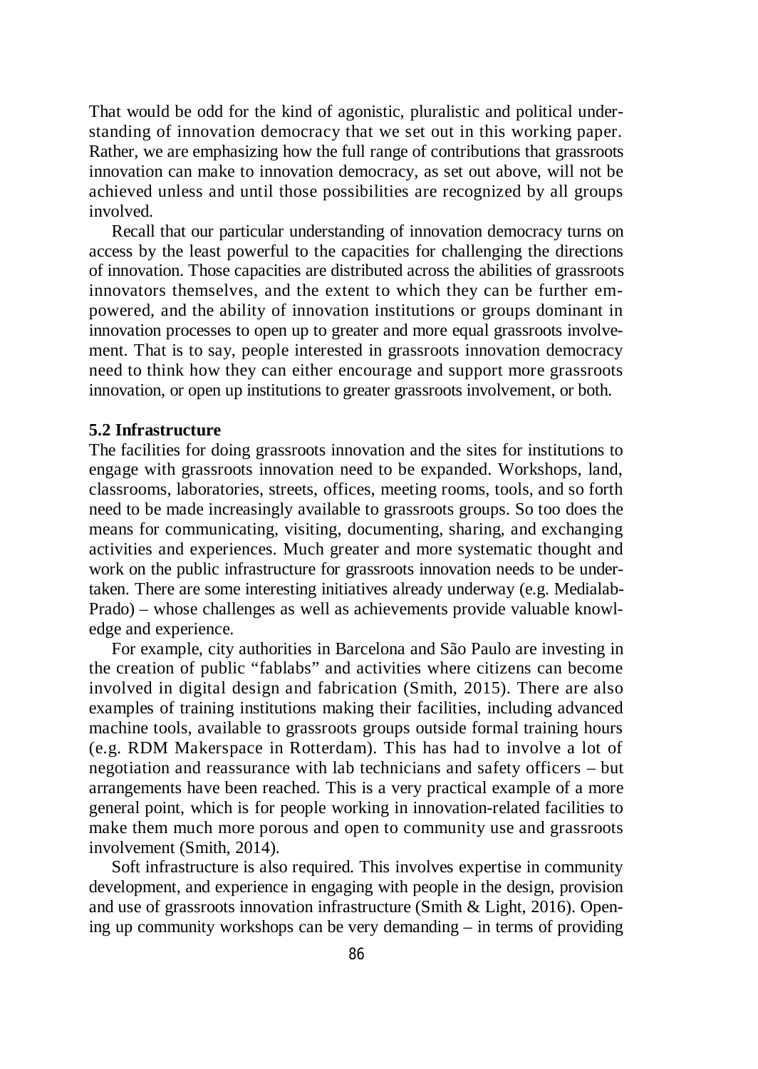That would be odd for the kind of agonistic, pluralistic and political understanding of innovation democracy that we set out in this working paper. Rather, we are emphasizing how the full range of contributions that grassroots innovation can make to innovation democracy, as set out above, will not be achieved unless and until those possibilities are recognized by all groups involved.

Recall that our particular understanding of innovation democracy turns on access by the least powerful to the capacities for challenging the directions of innovation. Those capacities are distributed across the abilities of grassroots innovators themselves, and the extent to which they can be further empowered, and the ability of innovation institutions or groups dominant in innovation processes to open up to greater and more equal grassroots involvement. That is to say, people interested in grassroots innovation democracy need to think how they can either encourage and support more grassroots innovation, or open up institutions to greater grassroots involvement, or both.

### 5.2 Infrastructure

The facilities for doing grassroots innovation and the sites for institutions to engage with grassroots innovation need to be expanded. Workshops, land, classrooms, laboratories, streets, offices, meeting rooms, tools, and so forth need to be made increasingly available to grassroots groups. So too does the means for communicating, visiting, documenting, sharing, and exchanging activities and experiences. Much greater and more systematic thought and work on the public infrastructure for grassroots innovation needs to be undertaken. There are some interesting initiatives already underway (e.g. Medialab-Prado) – whose challenges as well as achievements provide valuable knowledge and experience.

For example, city authorities in Barcelona and São Paulo are investing in the creation of public "fablabs" and activities where citizens can become involved in digital design and fabrication (Smith, 2015). There are also examples of training institutions making their facilities, including advanced machine tools, available to grassroots groups outside formal training hours (e.g. RDM Makerspace in Rotterdam). This has had to involve a lot of negotiation and reassurance with lab technicians and safety officers – but arrangements have been reached. This is a very practical example of a more general point, which is for people working in innovation-related facilities to make them much more porous and open to community use and grassroots involvement (Smith, 2014).

Soft infrastructure is also required. This involves expertise in community development, and experience in engaging with people in the design, provision and use of grassroots innovation infrastructure (Smith & Light, 2016). Opening up community workshops can be very demanding – in terms of providing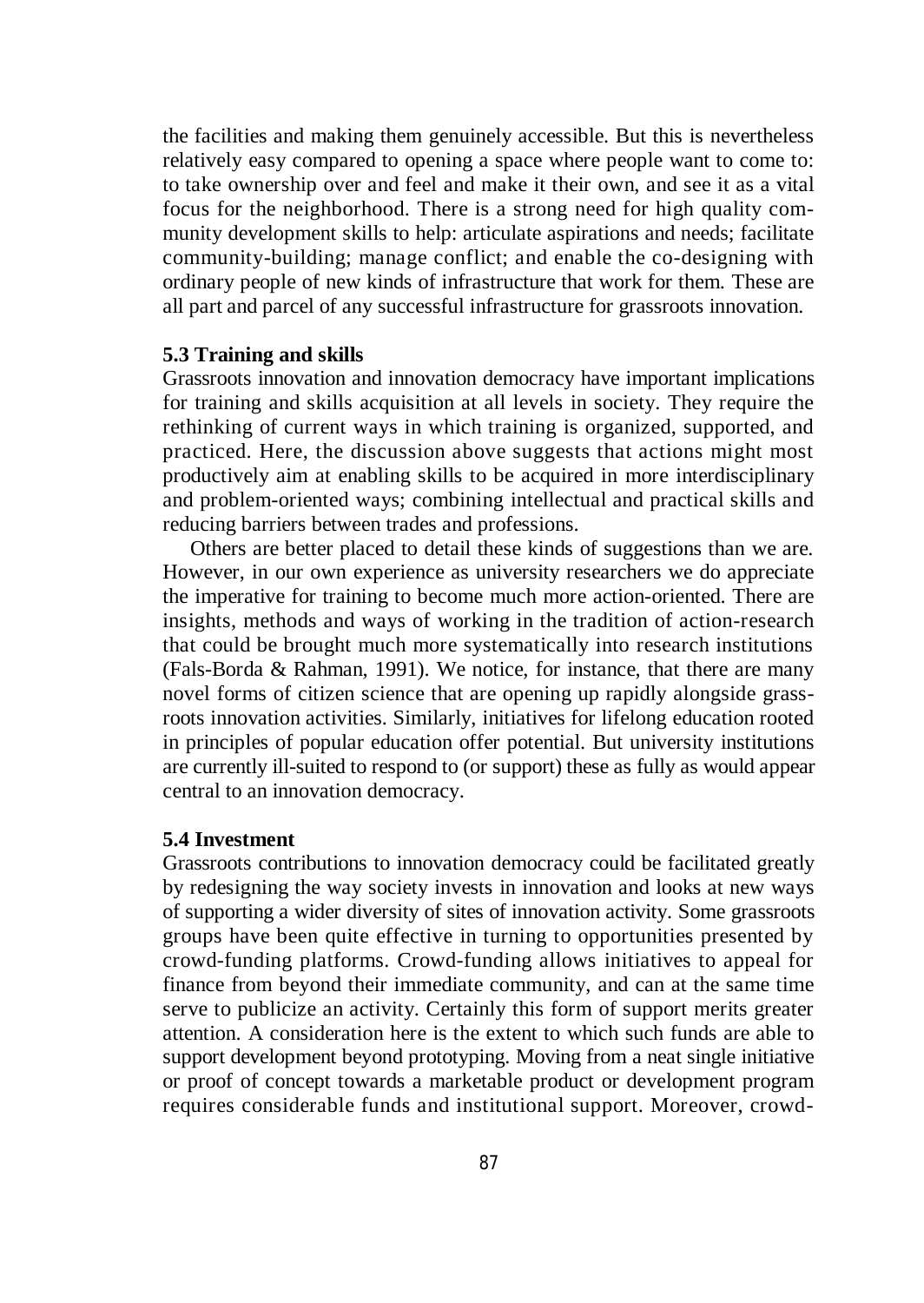the facilities and making them genuinely accessible. But this is nevertheless relatively easy compared to opening a space where people want to come to: to take ownership over and feel and make it their own, and see it as a vital focus for the neighborhood. There is a strong need for high quality community development skills to help: articulate aspirations and needs; facilitate community-building; manage conflict; and enable the co-designing with ordinary people of new kinds of infrastructure that work for them. These are all part and parcel of any successful infrastructure for grassroots innovation.

### 5.3 Training and skills

Grassroots innovation and innovation democracy have important implications for training and skills acquisition at all levels in society. They require the rethinking of current ways in which training is organized, supported, and practiced. Here, the discussion above suggests that actions might most productively aim at enabling skills to be acquired in more interdisciplinary and problem-oriented ways; combining intellectual and practical skills and reducing barriers between trades and professions.

Others are better placed to detail these kinds of suggestions than we are. However, in our own experience as university researchers we do appreciate the imperative for training to become much more action-oriented. There are insights, methods and ways of working in the tradition of action-research that could be brought much more systematically into research institutions (Fals-Borda & Rahman, 1991). We notice, for instance, that there are many novel forms of citizen science that are opening up rapidly alongside grassroots innovation activities. Similarly, initiatives for lifelong education rooted in principles of popular education offer potential. But university institutions are currently ill-suited to respond to (or support) these as fully as would appear central to an innovation democracy.

### 5.4 Investment

Grassroots contributions to innovation democracy could be facilitated greatly by redesigning the way society invests in innovation and looks at new ways of supporting a wider diversity of sites of innovation activity. Some grassroots groups have been quite effective in turning to opportunities presented by crowd-funding platforms. Crowd-funding allows initiatives to appeal for finance from beyond their immediate community, and can at the same time serve to publicize an activity. Certainly this form of support merits greater attention. A consideration here is the extent to which such funds are able to support development beyond prototyping. Moving from a neat single initiative or proof of concept towards a marketable product or development program requires considerable funds and institutional support. Moreover, crowd-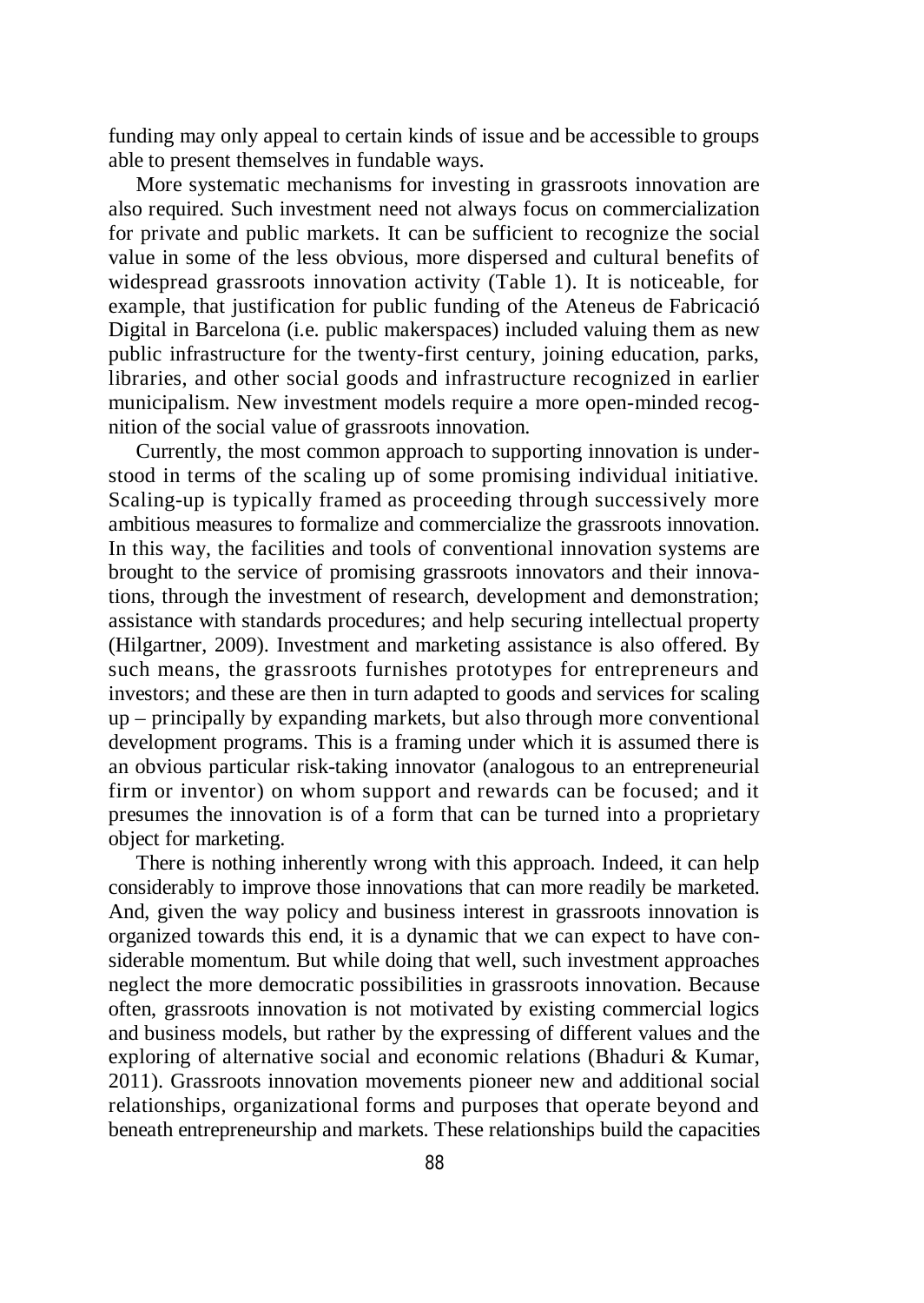funding may only appeal to certain kinds of issue and be accessible to groups able to present themselves in fundable ways.

More systematic mechanisms for investing in grassroots innovation are also required. Such investment need not always focus on commercialization for private and public markets. It can be sufficient to recognize the social value in some of the less obvious, more dispersed and cultural benefits of widespread grassroots innovation activity (Table 1). It is noticeable, for example, that justification for public funding of the Ateneus de Fabricació Digital in Barcelona (i.e. public makerspaces) included valuing them as new public infrastructure for the twenty-first century, joining education, parks, libraries, and other social goods and infrastructure recognized in earlier municipalism. New investment models require a more open-minded recognition of the social value of grassroots innovation.

Currently, the most common approach to supporting innovation is understood in terms of the scaling up of some promising individual initiative. Scaling-up is typically framed as proceeding through successively more ambitious measures to formalize and commercialize the grassroots innovation. In this way, the facilities and tools of conventional innovation systems are brought to the service of promising grassroots innovators and their innovations, through the investment of research, development and demonstration; assistance with standards procedures; and help securing intellectual property (Hilgartner, 2009). Investment and marketing assistance is also offered. By such means, the grassroots furnishes prototypes for entrepreneurs and investors; and these are then in turn adapted to goods and services for scaling up – principally by expanding markets, but also through more conventional development programs. This is a framing under which it is assumed there is an obvious particular risk-taking innovator (analogous to an entrepreneurial firm or inventor) on whom support and rewards can be focused; and it presumes the innovation is of a form that can be turned into a proprietary object for marketing.

There is nothing inherently wrong with this approach. Indeed, it can help considerably to improve those innovations that can more readily be marketed. And, given the way policy and business interest in grassroots innovation is organized towards this end, it is a dynamic that we can expect to have considerable momentum. But while doing that well, such investment approaches neglect the more democratic possibilities in grassroots innovation. Because often, grassroots innovation is not motivated by existing commercial logics and business models, but rather by the expressing of different values and the exploring of alternative social and economic relations (Bhaduri & Kumar, 2011). Grassroots innovation movements pioneer new and additional social relationships, organizational forms and purposes that operate beyond and beneath entrepreneurship and markets. These relationships build the capacities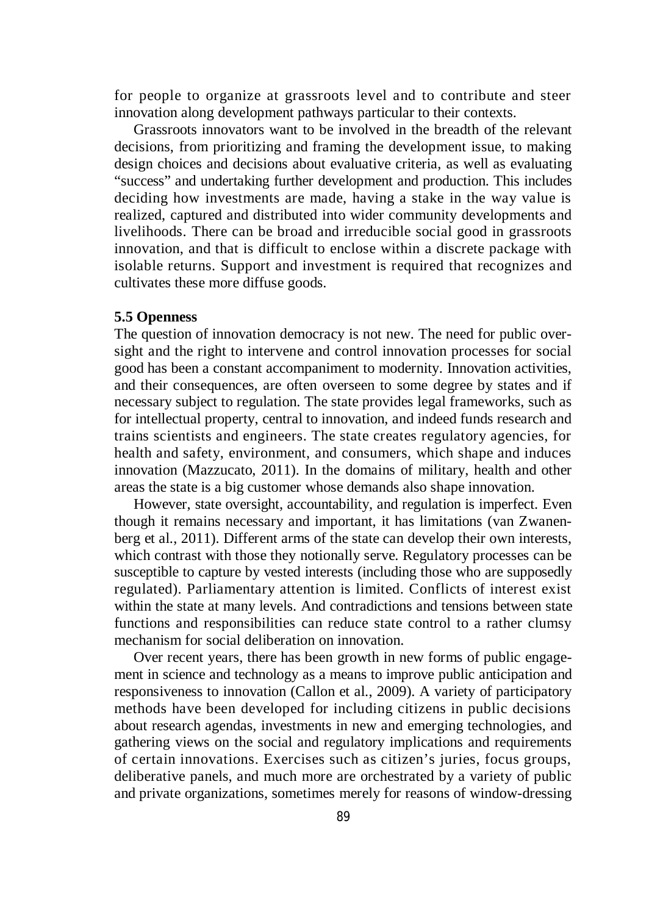for people to organize at grassroots level and to contribute and steer innovation along development pathways particular to their contexts.

Grassroots innovators want to be involved in the breadth of the relevant decisions, from prioritizing and framing the development issue, to making design choices and decisions about evaluative criteria, as well as evaluating "success" and undertaking further development and production. This includes deciding how investments are made, having a stake in the way value is realized, captured and distributed into wider community developments and livelihoods. There can be broad and irreducible social good in grassroots innovation, and that is difficult to enclose within a discrete package with isolable returns. Support and investment is required that recognizes and cultivates these more diffuse goods.

### 5.5 Openness

The question of innovation democracy is not new. The need for public oversight and the right to intervene and control innovation processes for social good has been a constant accompaniment to modernity. Innovation activities, and their consequences, are often overseen to some degree by states and if necessary subject to regulation. The state provides legal frameworks, such as for intellectual property, central to innovation, and indeed funds research and trains scientists and engineers. The state creates regulatory agencies, for health and safety, environment, and consumers, which shape and induces innovation (Mazzucato, 2011). In the domains of military, health and other areas the state is a big customer whose demands also shape innovation.

However, state oversight, accountability, and regulation is imperfect. Even though it remains necessary and important, it has limitations (van Zwanenberg et al., 2011). Different arms of the state can develop their own interests, which contrast with those they notionally serve. Regulatory processes can be susceptible to capture by vested interests (including those who are supposedly regulated). Parliamentary attention is limited. Conflicts of interest exist within the state at many levels. And contradictions and tensions between state functions and responsibilities can reduce state control to a rather clumsy mechanism for social deliberation on innovation.

Over recent years, there has been growth in new forms of public engagement in science and technology as a means to improve public anticipation and responsiveness to innovation (Callon et al., 2009). A variety of participatory methods have been developed for including citizens in public decisions about research agendas, investments in new and emerging technologies, and gathering views on the social and regulatory implications and requirements of certain innovations. Exercises such as citizen's juries, focus groups, deliberative panels, and much more are orchestrated by a variety of public and private organizations, sometimes merely for reasons of window-dressing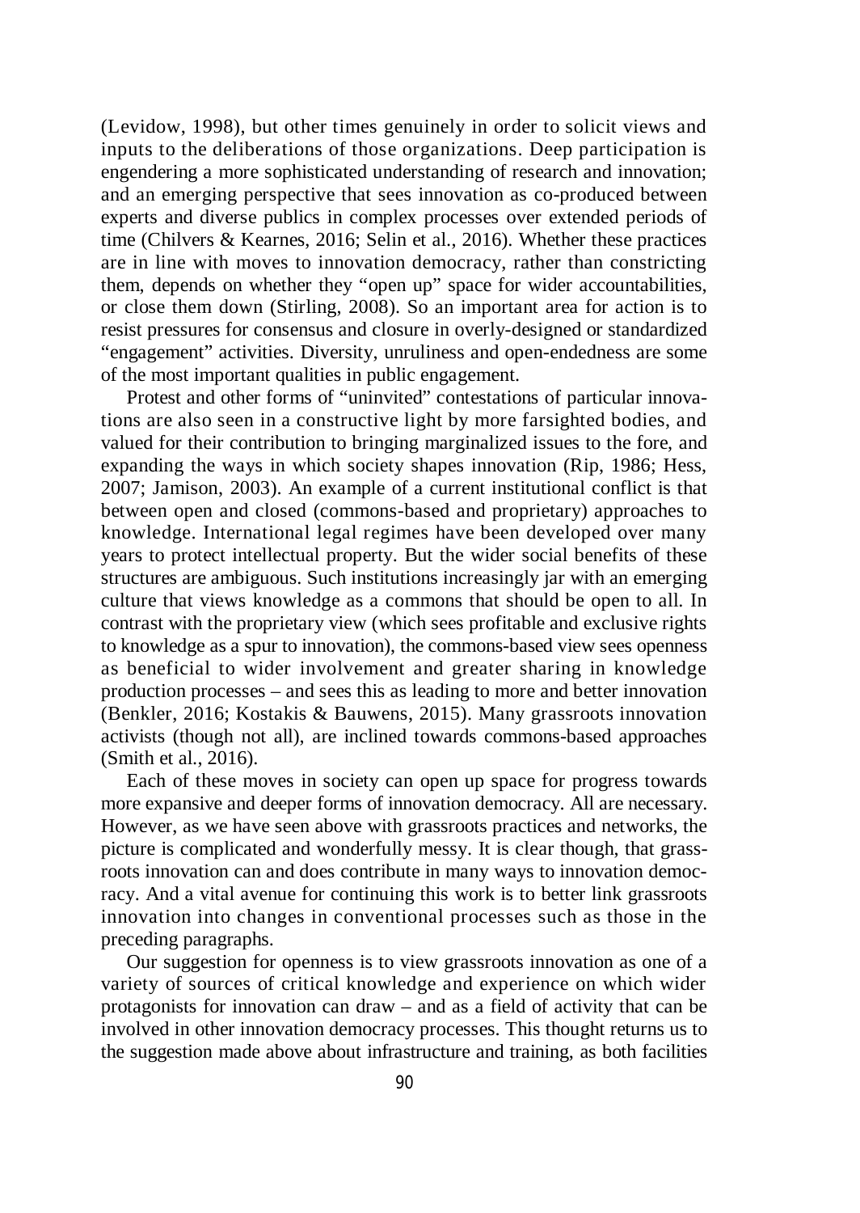(Levidow, 1998), but other times genuinely in order to solicit views and inputs to the deliberations of those organizations. Deep participation is engendering a more sophisticated understanding of research and innovation; and an emerging perspective that sees innovation as co-produced between experts and diverse publics in complex processes over extended periods of time (Chilvers & Kearnes, 2016; Selin et al., 2016). Whether these practices are in line with moves to innovation democracy, rather than constricting them, depends on whether they "open up" space for wider accountabilities, or close them down (Stirling, 2008). So an important area for action is to resist pressures for consensus and closure in overly-designed or standardized "engagement" activities. Diversity, unruliness and open-endedness are some of the most important qualities in public engagement.

Protest and other forms of "uninvited" contestations of particular innovations are also seen in a constructive light by more farsighted bodies, and valued for their contribution to bringing marginalized issues to the fore, and expanding the ways in which society shapes innovation (Rip, 1986; Hess, 2007; Jamison, 2003). An example of a current institutional conflict is that between open and closed (commons-based and proprietary) approaches to knowledge. International legal regimes have been developed over many years to protect intellectual property. But the wider social benefits of these structures are ambiguous. Such institutions increasingly jar with an emerging culture that views knowledge as a commons that should be open to all. In contrast with the proprietary view (which sees profitable and exclusive rights to knowledge as a spur to innovation), the commons-based view sees openness as beneficial to wider involvement and greater sharing in knowledge production processes – and sees this as leading to more and better innovation (Benkler, 2016; Kostakis & Bauwens, 2015). Many grassroots innovation activists (though not all), are inclined towards commons-based approaches (Smith et al., 2016).

Each of these moves in society can open up space for progress towards more expansive and deeper forms of innovation democracy. All are necessary. However, as we have seen above with grassroots practices and networks, the picture is complicated and wonderfully messy. It is clear though, that grassroots innovation can and does contribute in many ways to innovation democracy. And a vital avenue for continuing this work is to better link grassroots innovation into changes in conventional processes such as those in the preceding paragraphs.

Our suggestion for openness is to view grassroots innovation as one of a variety of sources of critical knowledge and experience on which wider protagonists for innovation can draw – and as a field of activity that can be involved in other innovation democracy processes. This thought returns us to the suggestion made above about infrastructure and training, as both facilities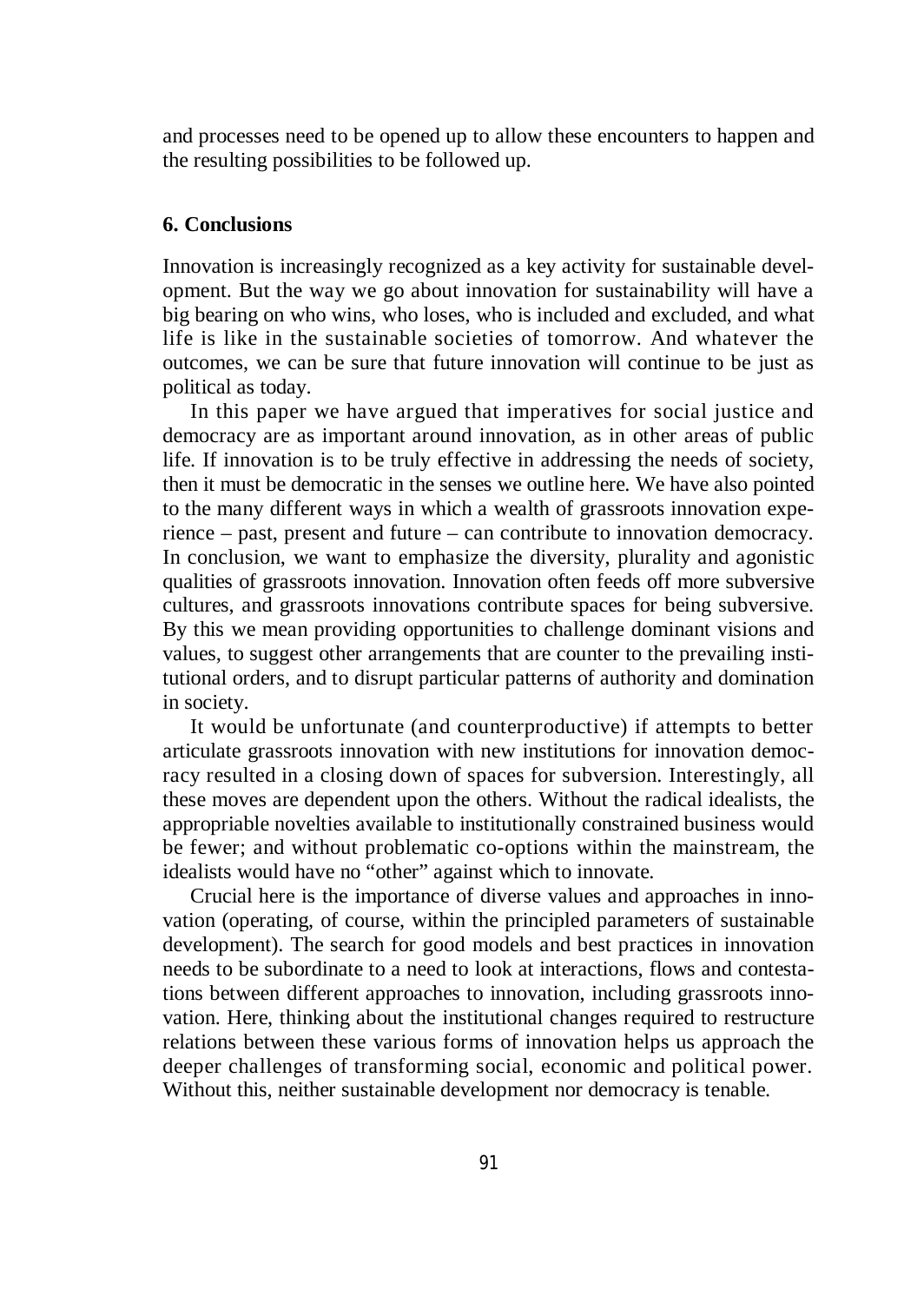and processes need to be opened up to allow these encounters to happen and the resulting possibilities to be followed up.

## 6. Conclusions

Innovation is increasingly recognized as a key activity for sustainable development. But the way we go about innovation for sustainability will have a big bearing on who wins, who loses, who is included and excluded, and what life is like in the sustainable societies of tomorrow. And whatever the outcomes, we can be sure that future innovation will continue to be just as political as today.

In this paper we have argued that imperatives for social justice and democracy are as important around innovation, as in other areas of public life. If innovation is to be truly effective in addressing the needs of society, then it must be democratic in the senses we outline here. We have also pointed to the many different ways in which a wealth of grassroots innovation experience – past, present and future – can contribute to innovation democracy. In conclusion, we want to emphasize the diversity, plurality and agonistic qualities of grassroots innovation. Innovation often feeds off more subversive cultures, and grassroots innovations contribute spaces for being subversive. By this we mean providing opportunities to challenge dominant visions and values, to suggest other arrangements that are counter to the prevailing institutional orders, and to disrupt particular patterns of authority and domination in society.

It would be unfortunate (and counterproductive) if attempts to better articulate grassroots innovation with new institutions for innovation democracy resulted in a closing down of spaces for subversion. Interestingly, all these moves are dependent upon the others. Without the radical idealists, the appropriable novelties available to institutionally constrained business would be fewer; and without problematic co-options within the mainstream, the idealists would have no "other" against which to innovate.

Crucial here is the importance of diverse values and approaches in innovation (operating, of course, within the principled parameters of sustainable development). The search for good models and best practices in innovation needs to be subordinate to a need to look at interactions, flows and contestations between different approaches to innovation, including grassroots innovation. Here, thinking about the institutional changes required to restructure relations between these various forms of innovation helps us approach the deeper challenges of transforming social, economic and political power. Without this, neither sustainable development nor democracy is tenable.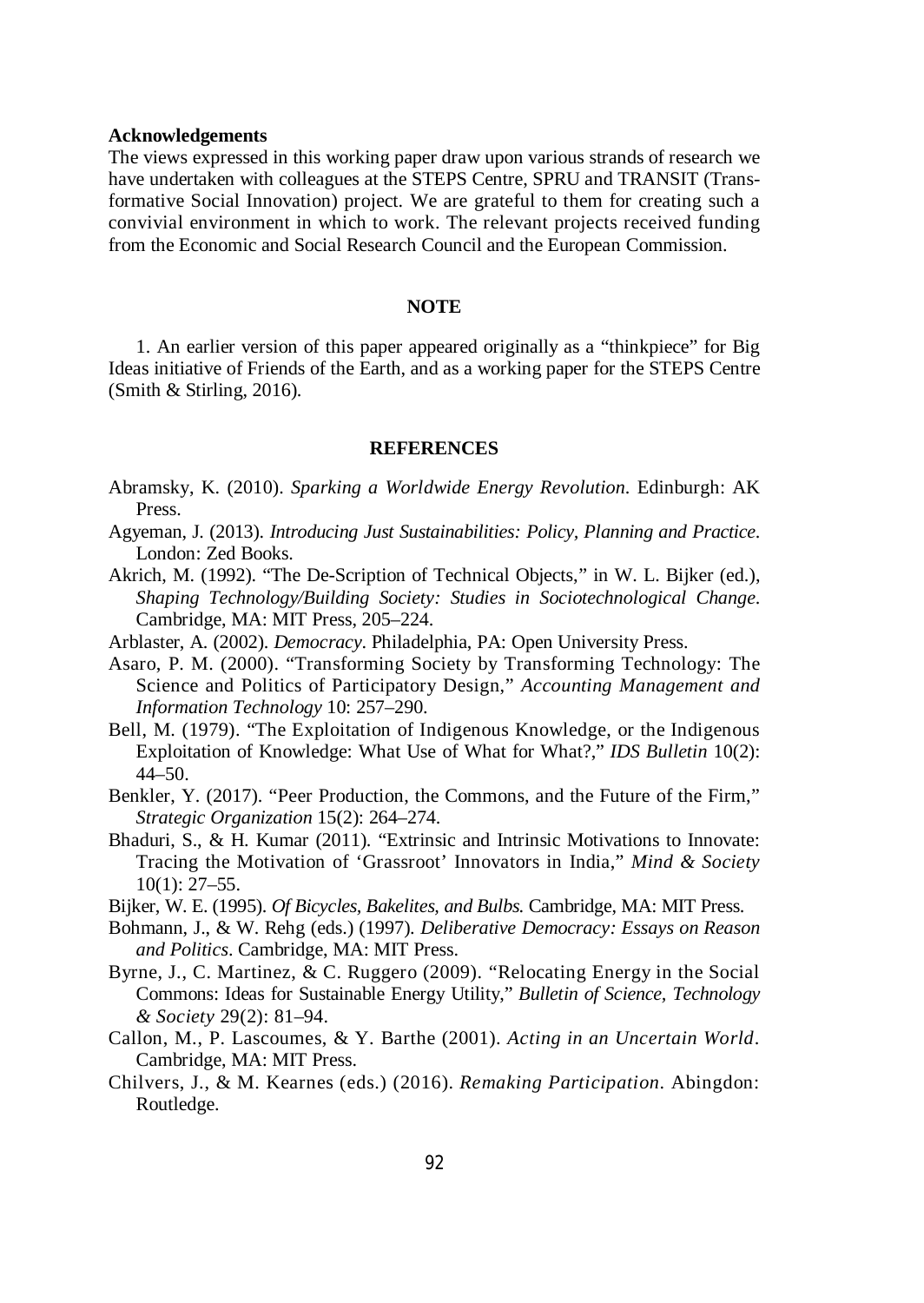**Acknowledgements**

The views expressed in this working paper draw upon various strands of research we have undertaken with colleagues at the STEPS Centre, SPRU and TRANSIT (Transformative Social Innovation) project. We are grateful to them for creating such a convivial environment in which to work. The relevant projects received funding from the Economic and Social Research Council and the European Commission.

## NOTE

1. An earlier version of this paper appeared originally as a "thinkpiece" for Big Ideas initiative of Friends of the Earth, and as a working paper for the STEPS Centre (Smith & Stirling, 2016).

## REFERENCES

Abramsky, K. (2010). *Sparking a Worldwide Energy Revolution*. Edinburgh: AK Press.

Agyeman, J. (2013). *Introducing Just Sustainabilities: Policy, Planning and Practice*. London: Zed Books.

Akrich, M. (1992). "The De-Scription of Technical Objects," in W. L. Bijker (ed.), *Shaping Technology/Building Society: Studies in Sociotechnological Change*. Cambridge, MA: MIT Press, 205–224.

Arblaster, A. (2002). *Democracy*. Philadelphia, PA: Open University Press.

Asaro, P. M. (2000). "Transforming Society by Transforming Technology: The Science and Politics of Participatory Design," *Accounting Management and Information Technology* 10: 257–290.

Bell, M. (1979). "The Exploitation of Indigenous Knowledge, or the Indigenous Exploitation of Knowledge: What Use of What for What?," *IDS Bulletin* 10(2): 44–50.

Benkler, Y. (2017). "Peer Production, the Commons, and the Future of the Firm," *Strategic Organization* 15(2): 264–274.

Bhaduri, S., & H. Kumar (2011). "Extrinsic and Intrinsic Motivations to Innovate: Tracing the Motivation of 'Grassroot' Innovators in India," *Mind & Society* 10(1): 27–55.

Bijker, W. E. (1995). *Of Bicycles, Bakelites, and Bulbs*. Cambridge, MA: MIT Press.

Bohmann, J., & W. Rehg (eds.) (1997). *Deliberative Democracy: Essays on Reason and Politics*. Cambridge, MA: MIT Press.

Byrne, J., C. Martinez, & C. Ruggero (2009). "Relocating Energy in the Social Commons: Ideas for Sustainable Energy Utility," *Bulletin of Science, Technology & Society* 29(2): 81–94.

Callon, M., P. Lascoumes, & Y. Barthe (2001). *Acting in an Uncertain World*. Cambridge, MA: MIT Press.

Chilvers, J., & M. Kearnes (eds.) (2016). *Remaking Participation*. Abingdon: Routledge.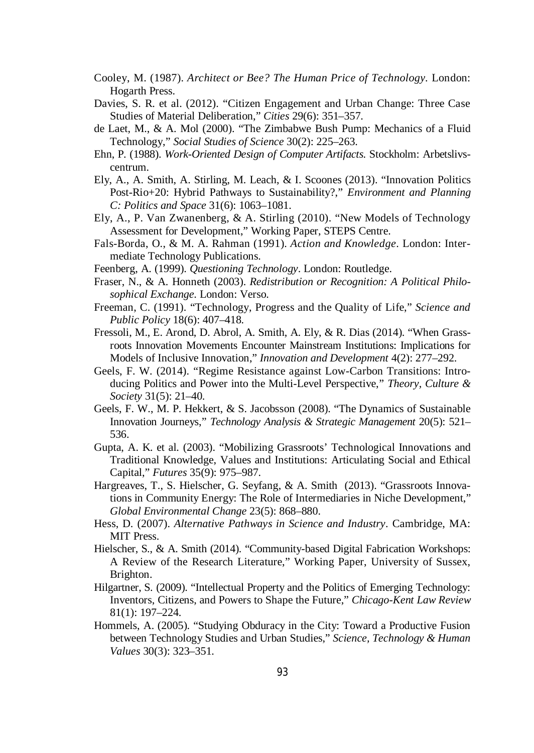Cooley, M. (1987). *Architect or Bee? The Human Price of Technology*. London: Hogarth Press.

Davies, S. R. et al. (2012). "Citizen Engagement and Urban Change: Three Case Studies of Material Deliberation," *Cities* 29(6): 351–357.

de Laet, M., & A. Mol (2000). "The Zimbabwe Bush Pump: Mechanics of a Fluid Technology," *Social Studies of Science* 30(2): 225–263.

Ehn, P. (1988). *Work-Oriented Design of Computer Artifacts*. Stockholm: Arbetslivscentrum.

Ely, A., A. Smith, A. Stirling, M. Leach, & I. Scoones (2013). "Innovation Politics Post-Rio+20: Hybrid Pathways to Sustainability?," *Environment and Planning C: Politics and Space* 31(6): 1063–1081.

Ely, A., P. Van Zwanenberg, & A. Stirling (2010). "New Models of Technology Assessment for Development," Working Paper, STEPS Centre.

Fals-Borda, O., & M. A. Rahman (1991). *Action and Knowledge*. London: Intermediate Technology Publications.

Feenberg, A. (1999). *Questioning Technology*. London: Routledge.

Fraser, N., & A. Honneth (2003). *Redistribution or Recognition: A Political Philosophical Exchange*. London: Verso.

Freeman, C. (1991). "Technology, Progress and the Quality of Life," *Science and Public Policy* 18(6): 407–418.

Fressoli, M., E. Arond, D. Abrol, A. Smith, A. Ely, & R. Dias (2014). "When Grassroots Innovation Movements Encounter Mainstream Institutions: Implications for Models of Inclusive Innovation," *Innovation and Development* 4(2): 277–292.

Geels, F. W. (2014). "Regime Resistance against Low-Carbon Transitions: Introducing Politics and Power into the Multi-Level Perspective," *Theory, Culture & Society* 31(5): 21–40.

Geels, F. W., M. P. Hekkert, & S. Jacobsson (2008). "The Dynamics of Sustainable Innovation Journeys," *Technology Analysis & Strategic Management* 20(5): 521–536.

Gupta, A. K. et al. (2003). "Mobilizing Grassroots' Technological Innovations and Traditional Knowledge, Values and Institutions: Articulating Social and Ethical Capital," *Futures* 35(9): 975–987.

Hargreaves, T., S. Hielscher, G. Seyfang, & A. Smith (2013). "Grassroots Innovations in Community Energy: The Role of Intermediaries in Niche Development," *Global Environmental Change* 23(5): 868–880.

Hess, D. (2007). *Alternative Pathways in Science and Industry*. Cambridge, MA: MIT Press.

Hielscher, S., & A. Smith (2014). "Community-based Digital Fabrication Workshops: A Review of the Research Literature," Working Paper, University of Sussex, Brighton.

Hilgartner, S. (2009). "Intellectual Property and the Politics of Emerging Technology: Inventors, Citizens, and Powers to Shape the Future," *Chicago-Kent Law Review* 81(1): 197–224.

Hommels, A. (2005). "Studying Obduracy in the City: Toward a Productive Fusion between Technology Studies and Urban Studies," *Science, Technology & Human Values* 30(3): 323–351.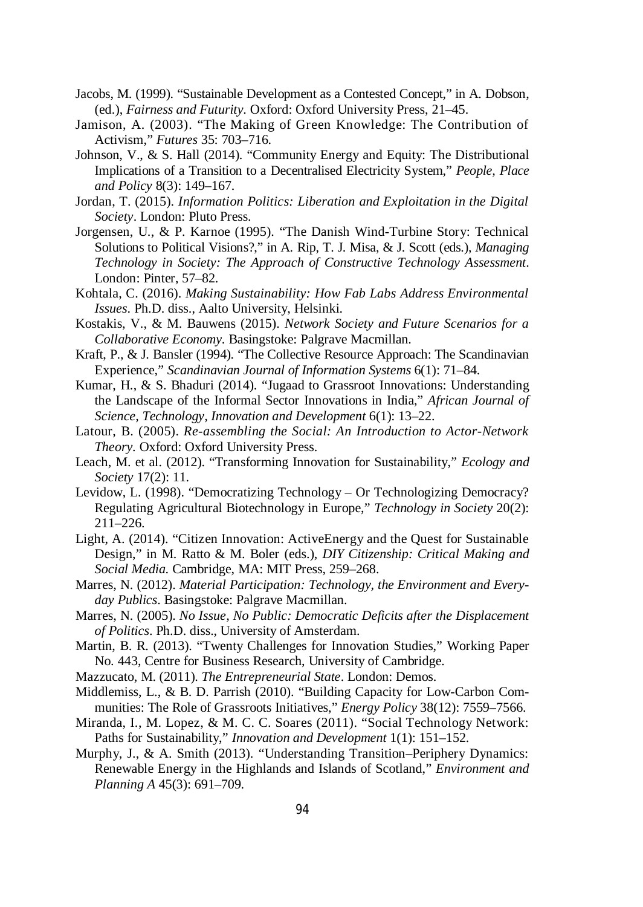Jacobs, M. (1999). "Sustainable Development as a Contested Concept," in A. Dobson, (ed.), *Fairness and Futurity*. Oxford: Oxford University Press, 21–45.

Jamison, A. (2003). "The Making of Green Knowledge: The Contribution of Activism," *Futures* 35: 703–716.

Johnson, V., & S. Hall (2014). "Community Energy and Equity: The Distributional Implications of a Transition to a Decentralised Electricity System," *People, Place and Policy* 8(3): 149–167.

Jordan, T. (2015). *Information Politics: Liberation and Exploitation in the Digital Society*. London: Pluto Press.

Jorgensen, U., & P. Karnoe (1995). "The Danish Wind-Turbine Story: Technical Solutions to Political Visions?," in A. Rip, T. J. Misa, & J. Scott (eds.), *Managing Technology in Society: The Approach of Constructive Technology Assessment*. London: Pinter, 57–82.

Kohtala, C. (2016). *Making Sustainability: How Fab Labs Address Environmental Issues*. Ph.D. diss., Aalto University, Helsinki.

Kostakis, V., & M. Bauwens (2015). *Network Society and Future Scenarios for a Collaborative Economy*. Basingstoke: Palgrave Macmillan.

Kraft, P., & J. Bansler (1994). "The Collective Resource Approach: The Scandinavian Experience," *Scandinavian Journal of Information Systems* 6(1): 71–84.

Kumar, H., & S. Bhaduri (2014). "Jugaad to Grassroot Innovations: Understanding the Landscape of the Informal Sector Innovations in India," *African Journal of Science, Technology, Innovation and Development* 6(1): 13–22.

Latour, B. (2005). *Re-assembling the Social: An Introduction to Actor-Network Theory*. Oxford: Oxford University Press.

Leach, M. et al. (2012). "Transforming Innovation for Sustainability," *Ecology and Society* 17(2): 11.

Levidow, L. (1998). "Democratizing Technology – Or Technologizing Democracy? Regulating Agricultural Biotechnology in Europe," *Technology in Society* 20(2): 211–226.

Light, A. (2014). "Citizen Innovation: ActiveEnergy and the Quest for Sustainable Design," in M. Ratto & M. Boler (eds.), *DIY Citizenship: Critical Making and Social Media*. Cambridge, MA: MIT Press, 259–268.

Marres, N. (2012). *Material Participation: Technology, the Environment and Everyday Publics*. Basingstoke: Palgrave Macmillan.

Marres, N. (2005). *No Issue, No Public: Democratic Deficits after the Displacement of Politics*. Ph.D. diss., University of Amsterdam.

Martin, B. R. (2013). "Twenty Challenges for Innovation Studies," Working Paper No. 443, Centre for Business Research, University of Cambridge.

Mazzucato, M. (2011). *The Entrepreneurial State*. London: Demos.

Middlemiss, L., & B. D. Parrish (2010). "Building Capacity for Low-Carbon Communities: The Role of Grassroots Initiatives," *Energy Policy* 38(12): 7559–7566.

Miranda, I., M. Lopez, & M. C. C. Soares (2011). "Social Technology Network: Paths for Sustainability," *Innovation and Development* 1(1): 151–152.

Murphy, J., & A. Smith (2013). "Understanding Transition–Periphery Dynamics: Renewable Energy in the Highlands and Islands of Scotland," *Environment and Planning A* 45(3): 691–709.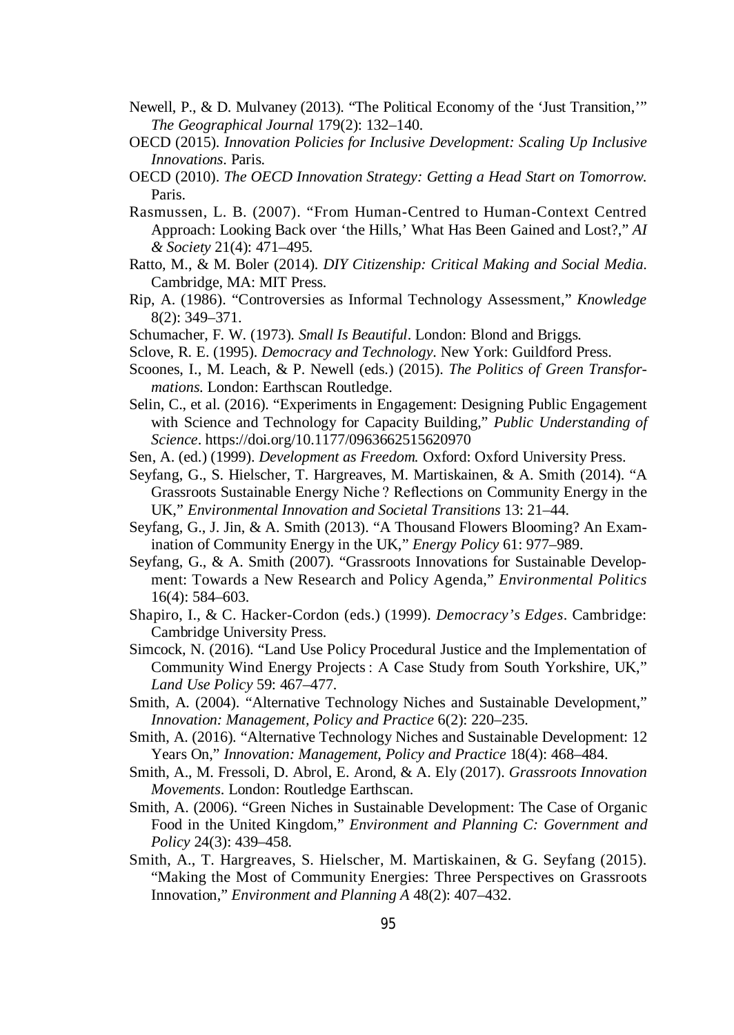Newell, P., & D. Mulvaney (2013). "The Political Economy of the 'Just Transition,'" *The Geographical Journal* 179(2): 132–140.

OECD (2015). *Innovation Policies for Inclusive Development: Scaling Up Inclusive Innovations*. Paris.

OECD (2010). *The OECD Innovation Strategy: Getting a Head Start on Tomorrow*. Paris.

Rasmussen, L. B. (2007). "From Human-Centred to Human-Context Centred Approach: Looking Back over 'the Hills,' What Has Been Gained and Lost?," *AI & Society* 21(4): 471–495.

Ratto, M., & M. Boler (2014). *DIY Citizenship: Critical Making and Social Media*. Cambridge, MA: MIT Press.

Rip, A. (1986). "Controversies as Informal Technology Assessment," *Knowledge* 8(2): 349–371.

Schumacher, F. W. (1973). *Small Is Beautiful*. London: Blond and Briggs.

Sclove, R. E. (1995). *Democracy and Technology*. New York: Guildford Press.

Scoones, I., M. Leach, & P. Newell (eds.) (2015). *The Politics of Green Transformations*. London: Earthscan Routledge.

Selin, C., et al. (2016). "Experiments in Engagement: Designing Public Engagement with Science and Technology for Capacity Building," *Public Understanding of Science*. https://doi.org/10.1177/0963662515620970

Sen, A. (ed.) (1999). *Development as Freedom*. Oxford: Oxford University Press.

Seyfang, G., S. Hielscher, T. Hargreaves, M. Martiskainen, & A. Smith (2014). "A Grassroots Sustainable Energy Niche ? Reflections on Community Energy in the UK," *Environmental Innovation and Societal Transitions* 13: 21–44.

Seyfang, G., J. Jin, & A. Smith (2013). "A Thousand Flowers Blooming? An Examination of Community Energy in the UK," *Energy Policy* 61: 977–989.

Seyfang, G., & A. Smith (2007). "Grassroots Innovations for Sustainable Development: Towards a New Research and Policy Agenda," *Environmental Politics* 16(4): 584–603.

Shapiro, I., & C. Hacker-Cordon (eds.) (1999). *Democracy's Edges*. Cambridge: Cambridge University Press.

Simcock, N. (2016). "Land Use Policy Procedural Justice and the Implementation of Community Wind Energy Projects : A Case Study from South Yorkshire, UK," *Land Use Policy* 59: 467–477.

Smith, A. (2004). "Alternative Technology Niches and Sustainable Development," *Innovation: Management, Policy and Practice* 6(2): 220–235.

Smith, A. (2016). "Alternative Technology Niches and Sustainable Development: 12 Years On," *Innovation: Management, Policy and Practice* 18(4): 468–484.

Smith, A., M. Fressoli, D. Abrol, E. Arond, & A. Ely (2017). *Grassroots Innovation Movements*. London: Routledge Earthscan.

Smith, A. (2006). "Green Niches in Sustainable Development: The Case of Organic Food in the United Kingdom," *Environment and Planning C: Government and Policy* 24(3): 439–458.

Smith, A., T. Hargreaves, S. Hielscher, M. Martiskainen, & G. Seyfang (2015). "Making the Most of Community Energies: Three Perspectives on Grassroots Innovation," *Environment and Planning A* 48(2): 407–432.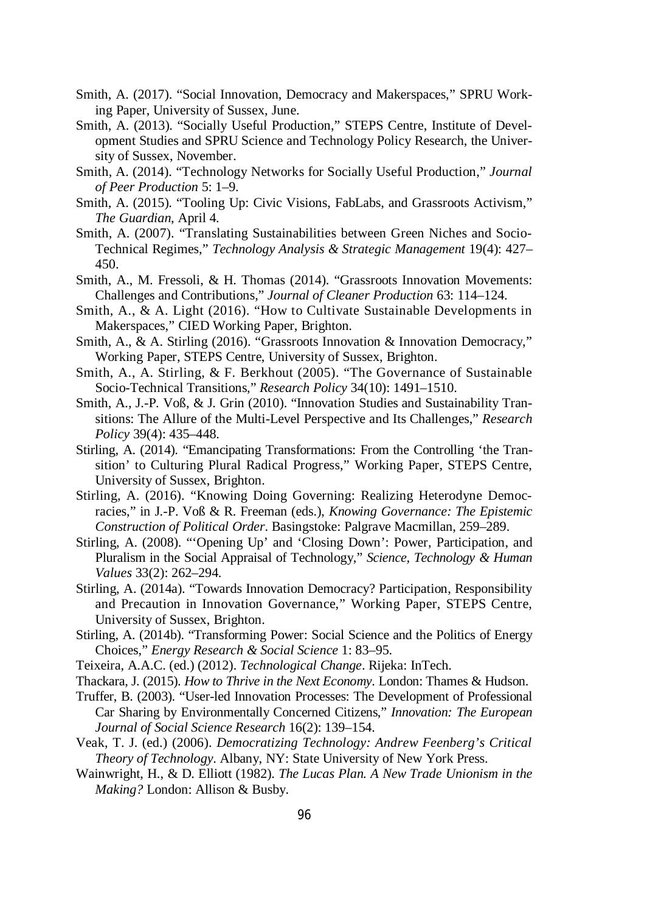Smith, A. (2017). “Social Innovation, Democracy and Makerspaces,” SPRU Working Paper, University of Sussex, June.

Smith, A. (2013). “Socially Useful Production,” STEPS Centre, Institute of Development Studies and SPRU Science and Technology Policy Research, the University of Sussex, November.

Smith, A. (2014). “Technology Networks for Socially Useful Production,” *Journal of Peer Production* 5: 1–9.

Smith, A. (2015). “Tooling Up: Civic Visions, FabLabs, and Grassroots Activism,” *The Guardian*, April 4.

Smith, A. (2007). “Translating Sustainabilities between Green Niches and Socio-Technical Regimes,” *Technology Analysis & Strategic Management* 19(4): 427–450.

Smith, A., M. Fressoli, & H. Thomas (2014). “Grassroots Innovation Movements: Challenges and Contributions,” *Journal of Cleaner Production* 63: 114–124.

Smith, A., & A. Light (2016). “How to Cultivate Sustainable Developments in Makerspaces,” CIED Working Paper, Brighton.

Smith, A., & A. Stirling (2016). “Grassroots Innovation & Innovation Democracy,” Working Paper, STEPS Centre, University of Sussex, Brighton.

Smith, A., A. Stirling, & F. Berkhout (2005). “The Governance of Sustainable Socio-Technical Transitions,” *Research Policy* 34(10): 1491–1510.

Smith, A., J.-P. Voß, & J. Grin (2010). “Innovation Studies and Sustainability Transitions: The Allure of the Multi-Level Perspective and Its Challenges,” *Research Policy* 39(4): 435–448.

Stirling, A. (2014). “Emancipating Transformations: From the Controlling ‘the Transition’ to Culturing Plural Radical Progress,” Working Paper, STEPS Centre, University of Sussex, Brighton.

Stirling, A. (2016). “Knowing Doing Governing: Realizing Heterodyne Democracies,” in J.-P. Voß & R. Freeman (eds.), *Knowing Governance: The Epistemic Construction of Political Order*. Basingstoke: Palgrave Macmillan, 259–289.

Stirling, A. (2008). “‘Opening Up’ and ‘Closing Down’: Power, Participation, and Pluralism in the Social Appraisal of Technology,” *Science, Technology & Human Values* 33(2): 262–294.

Stirling, A. (2014a). “Towards Innovation Democracy? Participation, Responsibility and Precaution in Innovation Governance,” Working Paper, STEPS Centre, University of Sussex, Brighton.

Stirling, A. (2014b). “Transforming Power: Social Science and the Politics of Energy Choices,” *Energy Research & Social Science* 1: 83–95.

Teixeira, A.A.C. (ed.) (2012). *Technological Change*. Rijeka: InTech.

Thackara, J. (2015). *How to Thrive in the Next Economy*. London: Thames & Hudson.

Truffer, B. (2003). “User-led Innovation Processes: The Development of Professional Car Sharing by Environmentally Concerned Citizens,” *Innovation: The European Journal of Social Science Research* 16(2): 139–154.

Veak, T. J. (ed.) (2006). *Democratizing Technology: Andrew Feenberg’s Critical Theory of Technology*. Albany, NY: State University of New York Press.

Wainwright, H., & D. Elliott (1982). *The Lucas Plan. A New Trade Unionism in the Making?* London: Allison & Busby.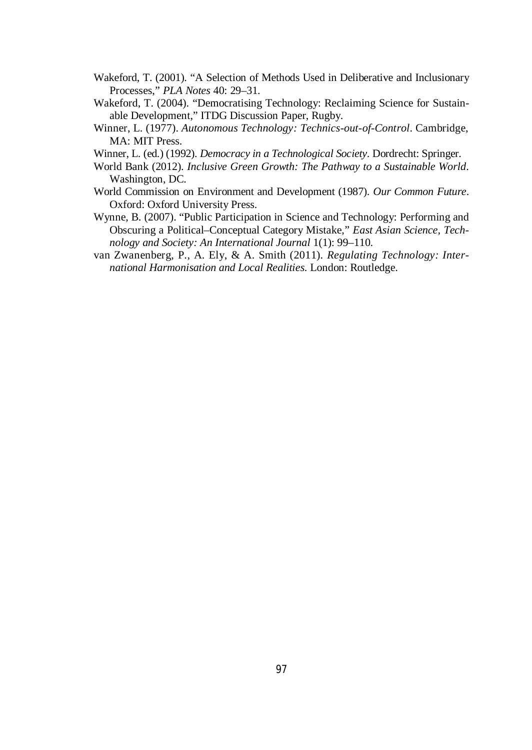Wakeford, T. (2001). “A Selection of Methods Used in Deliberative and Inclusionary Processes,” *PLA Notes* 40: 29–31.

Wakeford, T. (2004). “Democratising Technology: Reclaiming Science for Sustainable Development,” ITDG Discussion Paper, Rugby.

Winner, L. (1977). *Autonomous Technology: Technics-out-of-Control*. Cambridge, MA: MIT Press.

Winner, L. (ed.) (1992). *Democracy in a Technological Society*. Dordrecht: Springer.

World Bank (2012). *Inclusive Green Growth: The Pathway to a Sustainable World*. Washington, DC.

World Commission on Environment and Development (1987). *Our Common Future*. Oxford: Oxford University Press.

Wynne, B. (2007). “Public Participation in Science and Technology: Performing and Obscuring a Political–Conceptual Category Mistake,” *East Asian Science, Technology and Society: An International Journal* 1(1): 99–110.

van Zwanenberg, P., A. Ely, & A. Smith (2011). *Regulating Technology: International Harmonisation and Local Realities*. London: Routledge.